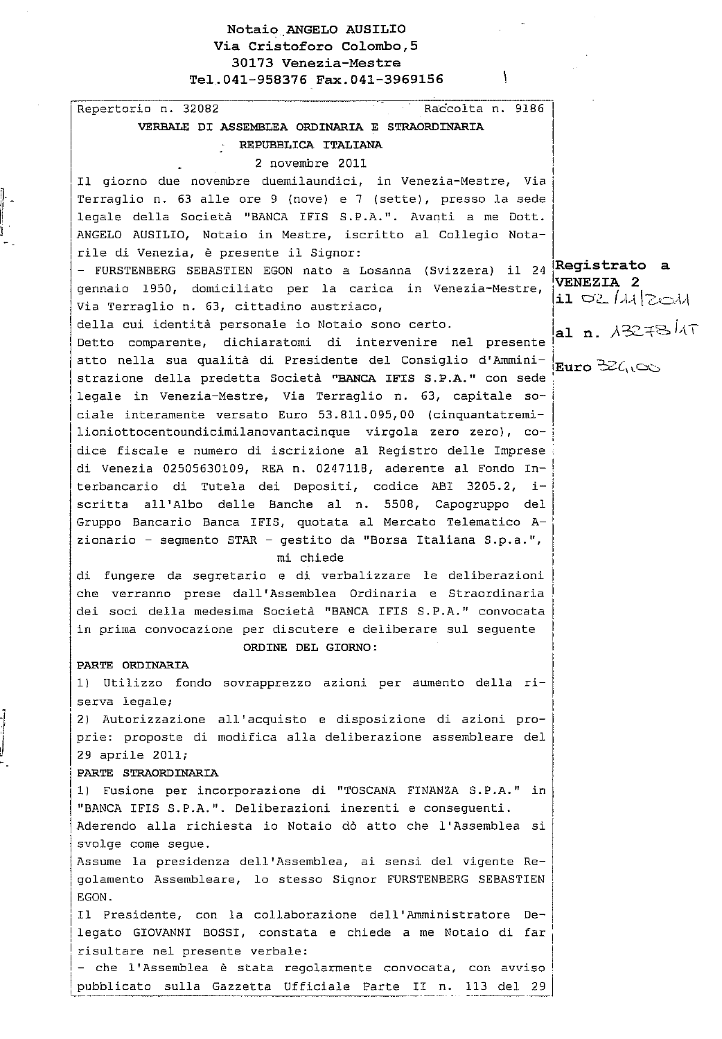Notaio ANGELO AUSILIO
Via Cristoforo Colombo,5
30173 Venezia-Mestre
Tel.041-958376 Fax.041-3969156

Repertorio n. 32082 Raccolta n. 9186

**VERBALE DI ASSEMBLEA ORDINARIA E STRAORDINARIA**

**REPUBBLICA ITALIANA**

2 novembre 2011

Il giorno due novembre duemilaundici, in Venezia-Mestre, Via Terraglio n. 63 alle ore 9 (nove) e 7 (sette), presso la sede legale della Società "BANCA IFIS S.P.A.". Avanti a me Dott. ANGELO AUSILIO, Notaio in Mestre, iscritto al Collegio Notarile di Venezia, è presente il Signor:

- FURSTENBERG SEBASTIEN EGON nato a Losanna (Svizzera) il 24 gennaio 1950, domiciliato per la carica in Venezia-Mestre, Via Terraglio n. 63, cittadino austriaco,

della cui identità personale io Notaio sono certo.

Registrato a VENEZIA 2 il 02/11/2011 al n. 13278/1T Euro 326,00

Detto comparente, dichiaratomi di intervenire nel presente atto nella sua qualità di Presidente del Consiglio d'Amministrazione della predetta Società **"BANCA IFIS S.P.A."** con sede legale in Venezia-Mestre, Via Terraglio n. 63, capitale sociale interamente versato Euro 53.811.095,00 (cinquantatremilioniottocentoundicimilanovantacinque virgola zero zero), codice fiscale e numero di iscrizione al Registro delle Imprese di Venezia 02505630109, REA n. 0247118, aderente al Fondo Interbancario di Tutela dei Depositi, codice ABI 3205.2, iscritta all'Albo delle Banche al n. 5508, Capogruppo del Gruppo Bancario Banca IFIS, quotata al Mercato Telematico Azionario - segmento STAR - gestito da "Borsa Italiana S.p.a.",

mi chiede

di fungere da segretario e di verbalizzare le deliberazioni che verranno prese dall'Assemblea Ordinaria e Straordinaria dei soci della medesima Società "BANCA IFIS S.P.A." convocata in prima convocazione per discutere e deliberare sul seguente

**ORDINE DEL GIORNO:**

**PARTE ORDINARIA**

1) Utilizzo fondo sovrapprezzo azioni per aumento della riserva legale;

2) Autorizzazione all'acquisto e disposizione di azioni proprie: proposte di modifica alla deliberazione assembleare del 29 aprile 2011;

**PARTE STRAORDINARIA**

1) Fusione per incorporazione di "TOSCANA FINANZA S.P.A." in "BANCA IFIS S.P.A.". Deliberazioni inerenti e conseguenti.

Aderendo alla richiesta io Notaio dò atto che l'Assemblea si svolge come segue.

Assume la presidenza dell'Assemblea, ai sensi del vigente Regolamento Assembleare, lo stesso Signor FURSTENBERG SEBASTIEN EGON.

Il Presidente, con la collaborazione dell'Amministratore Delegato GIOVANNI BOSSI, constata e chiede a me Notaio di far risultare nel presente verbale:

- che l'Assemblea è stata regolarmente convocata, con avviso pubblicato sulla Gazzetta Ufficiale Parte II n. 113 del 29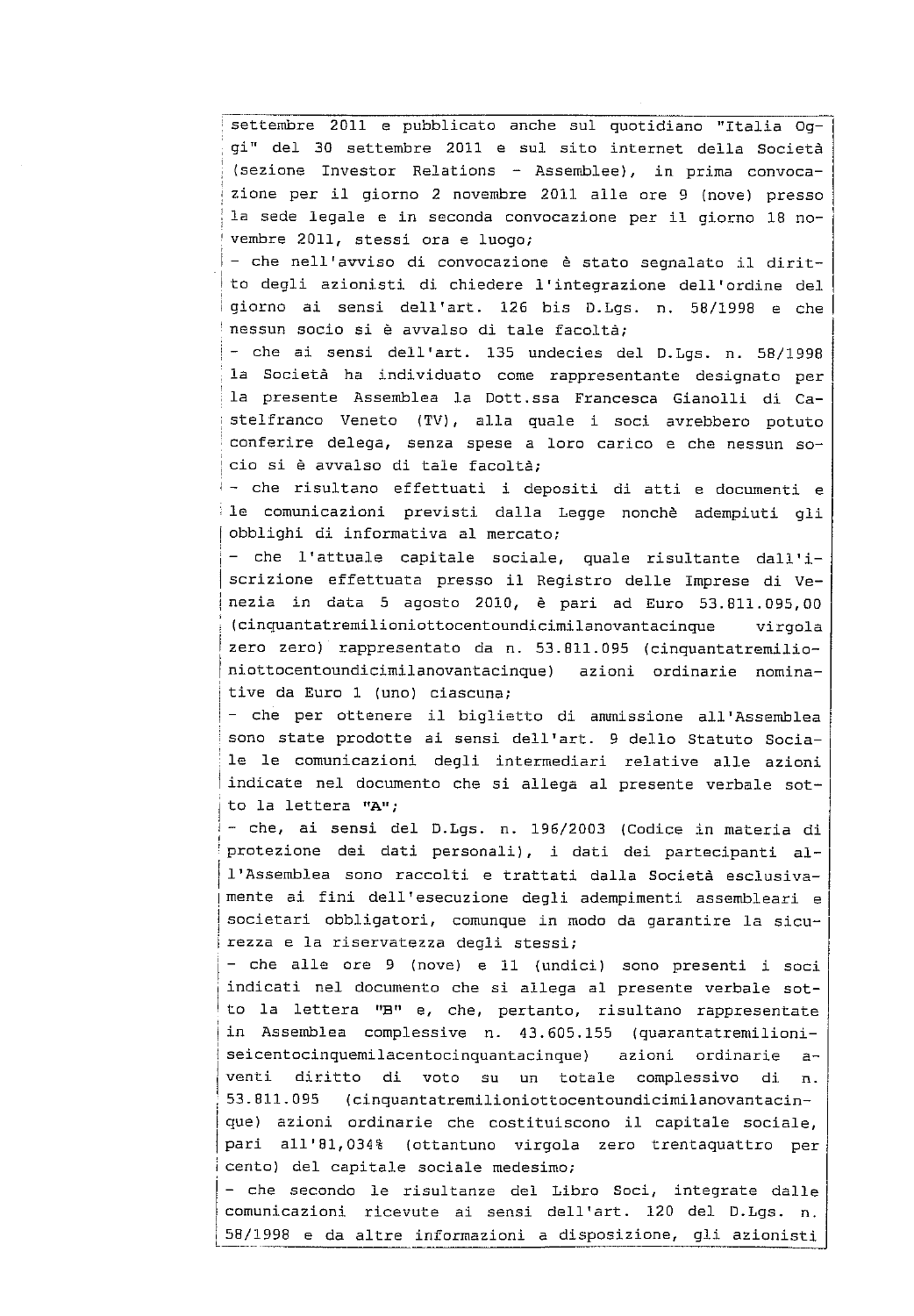settembre 2011 e pubblicato anche sul quotidiano "Italia Oggi" del 30 settembre 2011 e sul sito internet della Società (sezione Investor Relations - Assemblee), in prima convocazione per il giorno 2 novembre 2011 alle ore 9 (nove) presso la sede legale e in seconda convocazione per il giorno 18 novembre 2011, stessi ora e luogo;

- che nell'avviso di convocazione è stato segnalato il diritto degli azionisti di chiedere l'integrazione dell'ordine del giorno ai sensi dell'art. 126 bis D.Lgs. n. 58/1998 e che nessun socio si è avvalso di tale facoltà;
- che ai sensi dell'art. 135 undecies del D.Lgs. n. 58/1998 la Società ha individuato come rappresentante designato per la presente Assemblea la Dott.ssa Francesca Gianolli di Castelfranco Veneto (TV), alla quale i soci avrebbero potuto conferire delega, senza spese a loro carico e che nessun socio si è avvalso di tale facoltà;
- che risultano effettuati i depositi di atti e documenti e le comunicazioni previsti dalla Legge nonchè adempiuti gli obblighi di informativa al mercato;
- che l'attuale capitale sociale, quale risultante dall'iscrizione effettuata presso il Registro delle Imprese di Venezia in data 5 agosto 2010, è pari ad Euro 53.811.095,00 (cinquantatremilioniottocentoundicimilanovantacinque virgola zero zero) rappresentato da n. 53.811.095 (cinquantatremilioniottocentoundicimilanovantacinque) azioni ordinarie nominative da Euro 1 (uno) ciascuna;
- che per ottenere il biglietto di ammissione all'Assemblea sono state prodotte ai sensi dell'art. 9 dello Statuto Sociale le comunicazioni degli intermediari relative alle azioni indicate nel documento che si allega al presente verbale sotto la lettera "A";
- che, ai sensi del D.Lgs. n. 196/2003 (Codice in materia di protezione dei dati personali), i dati dei partecipanti all'Assemblea sono raccolti e trattati dalla Società esclusivamente ai fini dell'esecuzione degli adempimenti assembleari e societari obbligatori, comunque in modo da garantire la sicurezza e la riservatezza degli stessi;
- che alle ore 9 (nove) e 11 (undici) sono presenti i soci indicati nel documento che si allega al presente verbale sotto la lettera "B" e, che, pertanto, risultano rappresentate in Assemblea complessive n. 43.605.155 (quarantatremilioniseicentocinquemilacentocinquantacinque) azioni ordinarie aventi diritto di voto su un totale complessivo di n. 53.811.095 (cinquantatremilioniottocentoundicimilanovantacinque) azioni ordinarie che costituiscono il capitale sociale, pari all'81,034% (ottantuno virgola zero trentaquattro per cento) del capitale sociale medesimo;
- che secondo le risultanze del Libro Soci, integrate dalle comunicazioni ricevute ai sensi dell'art. 120 del D.Lgs. n. 58/1998 e da altre informazioni a disposizione, gli azionisti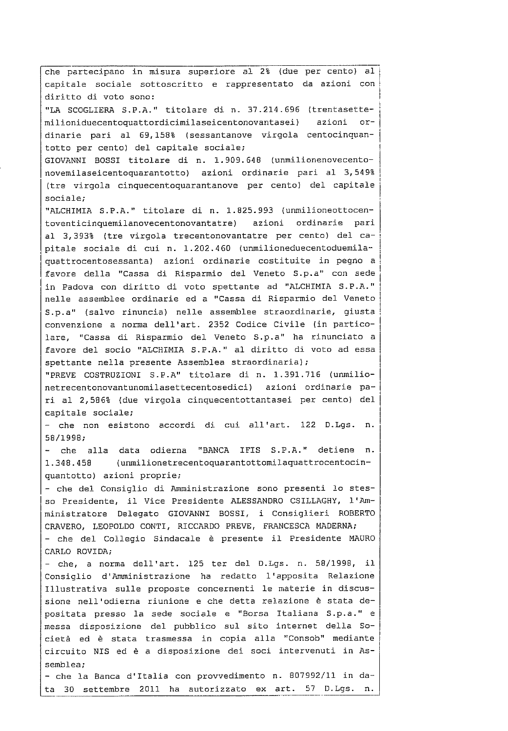che partecipano in misura superiore al 2% (due per cento) al capitale sociale sottoscritto e rappresentato da azioni con diritto di voto sono:

"LA SCOGLIERA S.P.A." titolare di n. 37.214.696 (trentasettemilioniduecentoquattordicimilaseicentonovantasei) azioni ordinarie pari al 69,158% (sessantanove virgola centocinquantotto per cento) del capitale sociale;

GIOVANNI BOSSI titolare di n. 1.909.648 (unmilionenovecentonovemilaseicentoquarantotto) azioni ordinarie pari al 3,549% (tre virgola cinquecentoquarantanove per cento) del capitale sociale;

"ALCHIMIA S.P.A." titolare di n. 1.825.993 (unmilioneottocentoventicinquemilanovecentonovantatre) azioni ordinarie pari al 3,393% (tre virgola trecentonovantatre per cento) del capitale sociale di cui n. 1.202.460 (unmilioneduecentoduemilaquattrocentosessanta) azioni ordinarie costituite in pegno a favore della "Cassa di Risparmio del Veneto S.p.a" con sede in Padova con diritto di voto spettante ad "ALCHIMIA S.P.A." nelle assemblee ordinarie ed a "Cassa di Risparmio del Veneto S.p.a" (salvo rinuncia) nelle assemblee straordinarie, giusta convenzione a norma dell'art. 2352 Codice Civile (in particolare, "Cassa di Risparmio del Veneto S.p.a" ha rinunciato a favore del socio "ALCHIMIA S.P.A." al diritto di voto ad essa spettante nella presente Assemblea straordinaria);

"PREVE COSTRUZIONI S.P.A" titolare di n. 1.391.716 (unmilionetrecentonovantunomilasettecentosedici) azioni ordinarie pari al 2,586% (due virgola cinquecentottantasei per cento) del capitale sociale;

- che non esistono accordi di cui all'art. 122 D.Lgs. n. 58/1998;
- che alla data odierna "BANCA IFIS S.P.A." detiene n. 1.348.458 (unmilionetrecentoquarantottomilaquattrocentocinquantotto) azioni proprie;
- che del Consiglio di Amministrazione sono presenti lo stesso Presidente, il Vice Presidente ALESSANDRO CSILLAGHY, l'Amministratore Delegato GIOVANNI BOSSI, i Consiglieri ROBERTO CRAVERO, LEOPOLDO CONTI, RICCARDO PREVE, FRANCESCA MADERNA;
- che del Collegio Sindacale è presente il Presidente MAURO CARLO ROVIDA;
- che, a norma dell'art. 125 ter del D.Lgs. n. 58/1998, il Consiglio d'Amministrazione ha redatto l'apposita Relazione Illustrativa sulle proposte concernenti le materie in discussione nell'odierna riunione e che detta relazione è stata depositata presso la sede sociale e "Borsa Italiana S.p.a." e messa disposizione del pubblico sul sito internet della Società ed è stata trasmessa in copia alla "Consob" mediante circuito NIS ed è a disposizione dei soci intervenuti in Assemblea;
- che la Banca d'Italia con provvedimento n. 807992/11 in data 30 settembre 2011 ha autorizzato ex art. 57 D.Lgs. n.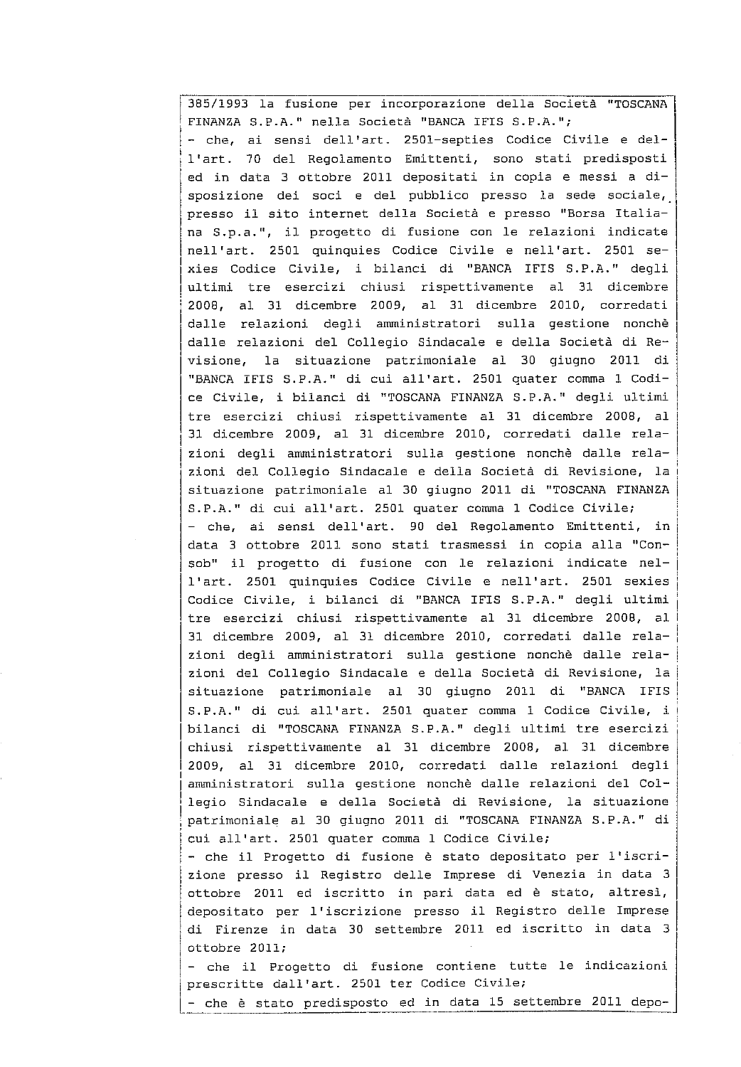385/1993 la fusione per incorporazione della Società "TOSCANA FINANZA S.P.A." nella Società "BANCA IFIS S.P.A.";

- che, ai sensi dell'art. 2501-septies Codice Civile e dell'art. 70 del Regolamento Emittenti, sono stati predisposti ed in data 3 ottobre 2011 depositati in copia e messi a disposizione dei soci e del pubblico presso la sede sociale, presso il sito internet della Società e presso "Borsa Italiana S.p.a.", il progetto di fusione con le relazioni indicate nell'art. 2501 quinquies Codice Civile e nell'art. 2501 sexies Codice Civile, i bilanci di "BANCA IFIS S.P.A." degli ultimi tre esercizi chiusi rispettivamente al 31 dicembre 2008, al 31 dicembre 2009, al 31 dicembre 2010, corredati dalle relazioni degli amministratori sulla gestione nonchè dalle relazioni del Collegio Sindacale e della Società di Revisione, la situazione patrimoniale al 30 giugno 2011 di "BANCA IFIS S.P.A." di cui all'art. 2501 quater comma 1 Codice Civile, i bilanci di "TOSCANA FINANZA S.P.A." degli ultimi tre esercizi chiusi rispettivamente al 31 dicembre 2008, al 31 dicembre 2009, al 31 dicembre 2010, corredati dalle relazioni degli amministratori sulla gestione nonchè dalle relazioni del Collegio Sindacale e della Società di Revisione, la situazione patrimoniale al 30 giugno 2011 di "TOSCANA FINANZA S.P.A." di cui all'art. 2501 quater comma 1 Codice Civile;
- che, ai sensi dell'art. 90 del Regolamento Emittenti, in data 3 ottobre 2011 sono stati trasmessi in copia alla "Consob" il progetto di fusione con le relazioni indicate nell'art. 2501 quinquies Codice Civile e nell'art. 2501 sexies Codice Civile, i bilanci di "BANCA IFIS S.P.A." degli ultimi tre esercizi chiusi rispettivamente al 31 dicembre 2008, al 31 dicembre 2009, al 31 dicembre 2010, corredati dalle relazioni degli amministratori sulla gestione nonchè dalle relazioni del Collegio Sindacale e della Società di Revisione, la situazione patrimoniale al 30 giugno 2011 di "BANCA IFIS S.P.A." di cui all'art. 2501 quater comma 1 Codice Civile, i bilanci di "TOSCANA FINANZA S.P.A." degli ultimi tre esercizi chiusi rispettivamente al 31 dicembre 2008, al 31 dicembre 2009, al 31 dicembre 2010, corredati dalle relazioni degli amministratori sulla gestione nonchè dalle relazioni del Collegio Sindacale e della Società di Revisione, la situazione patrimoniale al 30 giugno 2011 di "TOSCANA FINANZA S.P.A." di cui all'art. 2501 quater comma 1 Codice Civile;
- che il Progetto di fusione è stato depositato per l'iscrizione presso il Registro delle Imprese di Venezia in data 3 ottobre 2011 ed iscritto in pari data ed è stato, altresì, depositato per l'iscrizione presso il Registro delle Imprese di Firenze in data 30 settembre 2011 ed iscritto in data 3 ottobre 2011;
- che il Progetto di fusione contiene tutte le indicazioni prescritte dall'art. 2501 ter Codice Civile;
- che è stato predisposto ed in data 15 settembre 2011 depo-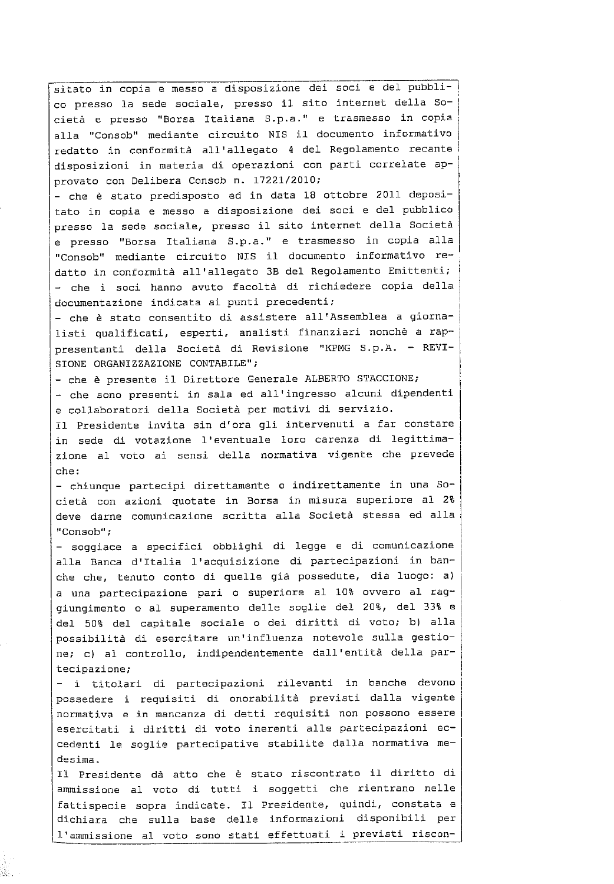sitato in copia e messo a disposizione dei soci e del pubblico presso la sede sociale, presso il sito internet della Società e presso "Borsa Italiana S.p.a." e trasmesso in copia alla "Consob" mediante circuito NIS il documento informativo redatto in conformità all'allegato 4 del Regolamento recante disposizioni in materia di operazioni con parti correlate approvato con Delibera Consob n. 17221/2010;

- che è stato predisposto ed in data 18 ottobre 2011 depositato in copia e messo a disposizione dei soci e del pubblico presso la sede sociale, presso il sito internet della Società e presso "Borsa Italiana S.p.a." e trasmesso in copia alla "Consob" mediante circuito NIS il documento informativo redatto in conformità all'allegato 3B del Regolamento Emittenti;
- che i soci hanno avuto facoltà di richiedere copia della documentazione indicata ai punti precedenti;
- che è stato consentito di assistere all'Assemblea a giornalisti qualificati, esperti, analisti finanziari nonchè a rappresentanti della Società di Revisione "KPMG S.p.A. - REVISIONE ORGANIZZAZIONE CONTABILE";
- che è presente il Direttore Generale ALBERTO STACCIONE;
- che sono presenti in sala ed all'ingresso alcuni dipendenti e collaboratori della Società per motivi di servizio.

Il Presidente invita sin d'ora gli intervenuti a far constare in sede di votazione l'eventuale loro carenza di legittimazione al voto ai sensi della normativa vigente che prevede che:

- chiunque partecipi direttamente o indirettamente in una Società con azioni quotate in Borsa in misura superiore al 2% deve darne comunicazione scritta alla Società stessa ed alla "Consob";
- soggiace a specifici obblighi di legge e di comunicazione alla Banca d'Italia l'acquisizione di partecipazioni in banche che, tenuto conto di quelle già possedute, dia luogo: a) a una partecipazione pari o superiore al 10% ovvero al raggiungimento o al superamento delle soglie del 20%, del 33% e del 50% del capitale sociale o dei diritti di voto; b) alla possibilità di esercitare un'influenza notevole sulla gestione; c) al controllo, indipendentemente dall'entità della partecipazione;
- i titolari di partecipazioni rilevanti in banche devono possedere i requisiti di onorabilità previsti dalla vigente normativa e in mancanza di detti requisiti non possono essere esercitati i diritti di voto inerenti alle partecipazioni eccedenti le soglie partecipative stabilite dalla normativa medesima.

Il Presidente dà atto che è stato riscontrato il diritto di ammissione al voto di tutti i soggetti che rientrano nelle fattispecie sopra indicate. Il Presidente, quindi, constata e dichiara che sulla base delle informazioni disponibili per l'ammissione al voto sono stati effettuati i previsti riscon-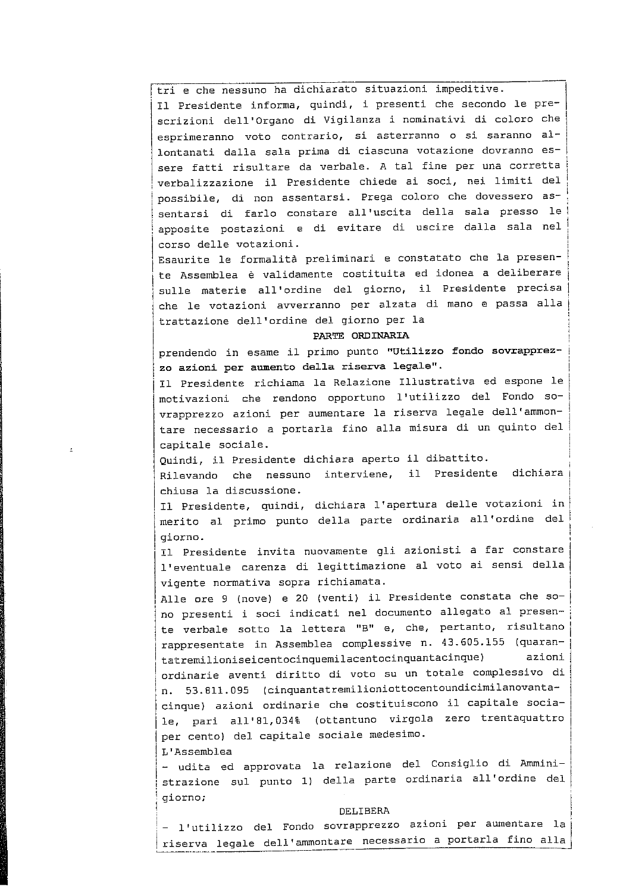tri e che nessuno ha dichiarato situazioni impeditive.

Il Presidente informa, quindi, i presenti che secondo le prescrizioni dell'Organo di Vigilanza i nominativi di coloro che esprimeranno voto contrario, si asterranno o si saranno allontanati dalla sala prima di ciascuna votazione dovranno essere fatti risultare da verbale. A tal fine per una corretta verbalizzazione il Presidente chiede ai soci, nei limiti del possibile, di non assentarsi. Prega coloro che dovessero assentarsi di farlo constare all'uscita della sala presso le apposite postazioni e di evitare di uscire dalla sala nel corso delle votazioni.

Esaurite le formalità preliminari e constatato che la presente Assemblea è validamente costituita ed idonea a deliberare sulle materie all'ordine del giorno, il Presidente precisa che le votazioni avverranno per alzata di mano e passa alla trattazione dell'ordine del giorno per la

PARTE ORDINARIA

prendendo in esame il primo punto **"Utilizzo fondo sovrapprezzo azioni per aumento della riserva legale"**.

Il Presidente richiama la Relazione Illustrativa ed espone le motivazioni che rendono opportuno l'utilizzo del Fondo sovrapprezzo azioni per aumentare la riserva legale dell'ammontare necessario a portarla fino alla misura di un quinto del capitale sociale.

Quindi, il Presidente dichiara aperto il dibattito.

Rilevando che nessuno interviene, il Presidente dichiara chiusa la discussione.

Il Presidente, quindi, dichiara l'apertura delle votazioni in merito al primo punto della parte ordinaria all'ordine del giorno.

Il Presidente invita nuovamente gli azionisti a far constare l'eventuale carenza di legittimazione al voto ai sensi della vigente normativa sopra richiamata.

Alle ore 9 (nove) e 20 (venti) il Presidente constata che sono presenti i soci indicati nel documento allegato al presente verbale sotto la lettera "B" e, che, pertanto, risultano rappresentate in Assemblea complessive n. 43.605.155 (quarantatremilioniseicentocinquemilacentocinquantacinque) azioni ordinarie aventi diritto di voto su un totale complessivo di n. 53.811.095 (cinquantatremilioniottocentoundicimilanovantacinque) azioni ordinarie che costituiscono il capitale sociale, pari all'81,034% (ottantuno virgola zero trentaquattro per cento) del capitale sociale medesimo.

L'Assemblea

- udita ed approvata la relazione del Consiglio di Amministrazione sul punto 1) della parte ordinaria all'ordine del giorno;

DELIBERA

- l'utilizzo del Fondo sovrapprezzo azioni per aumentare la riserva legale dell'ammontare necessario a portarla fino alla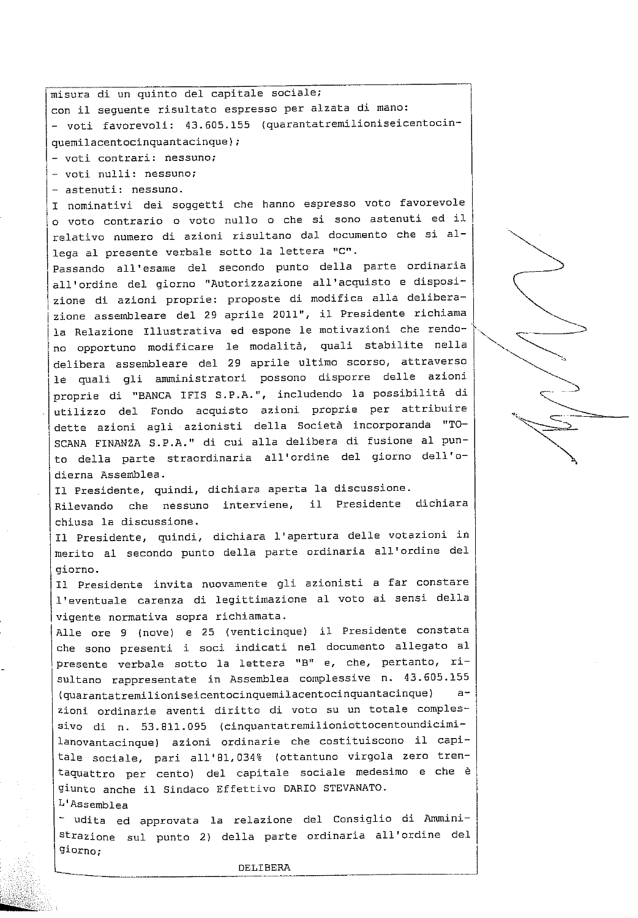misura di un quinto del capitale sociale;

con il seguente risultato espresso per alzata di mano:

- voti favorevoli: 43.605.155 (quarantatremilioniseicentocinquemilacentocinquantacinque);
- voti contrari: nessuno;
- voti nulli: nessuno;
- astenuti: nessuno.

I nominativi dei soggetti che hanno espresso voto favorevole o voto contrario o voto nullo o che si sono astenuti ed il relativo numero di azioni risultano dal documento che si allega al presente verbale sotto la lettera "C".

Passando all'esame del secondo punto della parte ordinaria all'ordine del giorno "Autorizzazione all'acquisto e disposizione di azioni proprie: proposte di modifica alla deliberazione assembleare del 29 aprile 2011", il Presidente richiama la Relazione Illustrativa ed espone le motivazioni che rendono opportuno modificare le modalità, quali stabilite nella delibera assembleare del 29 aprile ultimo scorso, attraverso le quali gli amministratori possono disporre delle azioni proprie di "BANCA IFIS S.P.A.", includendo la possibilità di utilizzo del Fondo acquisto azioni proprie per attribuire dette azioni agli azionisti della Società incorporanda "TOSCANA FINANZA S.P.A." di cui alla delibera di fusione al punto della parte straordinaria all'ordine del giorno dell'odierna Assemblea.

Il Presidente, quindi, dichiara aperta la discussione.

Rilevando che nessuno interviene, il Presidente dichiara chiusa la discussione.

Il Presidente, quindi, dichiara l'apertura delle votazioni in merito al secondo punto della parte ordinaria all'ordine del giorno.

Il Presidente invita nuovamente gli azionisti a far constare l'eventuale carenza di legittimazione al voto ai sensi della vigente normativa sopra richiamata.

Alle ore 9 (nove) e 25 (venticinque) il Presidente constata che sono presenti i soci indicati nel documento allegato al presente verbale sotto la lettera "B" e, che, pertanto, risultano rappresentate in Assemblea complessive n. 43.605.155 (quarantatremilioniseicentocinquemilacentocinquantacinque) azioni ordinarie aventi diritto di voto su un totale complessivo di n. 53.811.095 (cinquantatremilioniottocentoundicimilanovantacinque) azioni ordinarie che costituiscono il capitale sociale, pari all'81,034% (ottantuno virgola zero trentaquattro per cento) del capitale sociale medesimo e che è giunto anche il Sindaco Effettivo DARIO STEVANATO.

L'Assemblea

- udita ed approvata la relazione del Consiglio di Amministrazione sul punto 2) della parte ordinaria all'ordine del giorno;

DELIBERA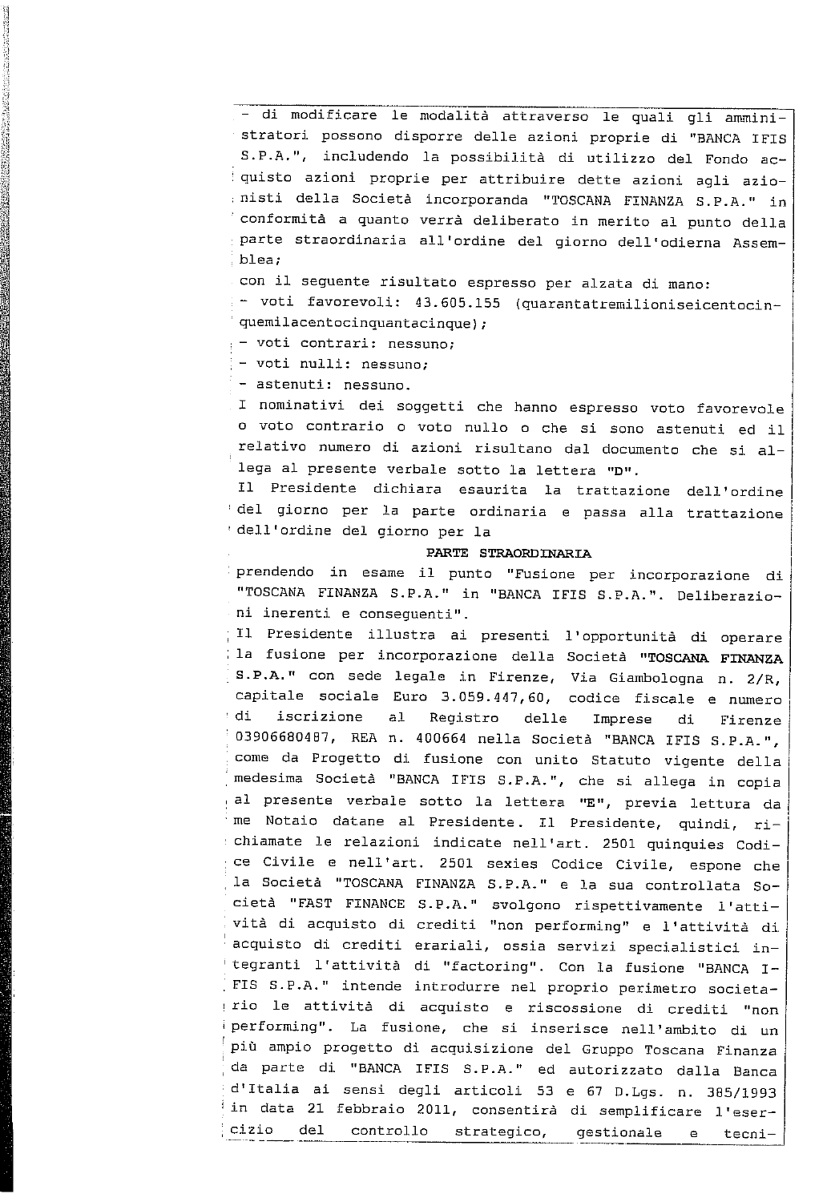- di modificare le modalità attraverso le quali gli amministratori possono disporre delle azioni proprie di "BANCA IFIS S.P.A.", includendo la possibilità di utilizzo del Fondo acquisto azioni proprie per attribuire dette azioni agli azionisti della Società incorporanda "TOSCANA FINANZA S.P.A." in conformità a quanto verrà deliberato in merito al punto della parte straordinaria all'ordine del giorno dell'odierna Assemblea;

con il seguente risultato espresso per alzata di mano:

- voti favorevoli: 43.605.155 (quarantatremilioniseicentocinquemilacentocinquantacinque);
- voti contrari: nessuno;
- voti nulli: nessuno;
- astenuti: nessuno.

I nominativi dei soggetti che hanno espresso voto favorevole o voto contrario o voto nullo o che si sono astenuti ed il relativo numero di azioni risultano dal documento che si allega al presente verbale sotto la lettera "D".

Il Presidente dichiara esaurita la trattazione dell'ordine del giorno per la parte ordinaria e passa alla trattazione dell'ordine del giorno per la

**PARTE STRAORDINARIA**

prendendo in esame il punto "Fusione per incorporazione di "TOSCANA FINANZA S.P.A." in "BANCA IFIS S.P.A.". Deliberazioni inerenti e conseguenti".

Il Presidente illustra ai presenti l'opportunità di operare la fusione per incorporazione della Società **"TOSCANA FINANZA S.P.A."** con sede legale in Firenze, Via Giambologna n. 2/R, capitale sociale Euro 3.059.447,60, codice fiscale e numero di iscrizione al Registro delle Imprese di Firenze 03906680487, REA n. 400664 nella Società "BANCA IFIS S.P.A.", come da Progetto di fusione con unito Statuto vigente della medesima Società "BANCA IFIS S.P.A.", che si allega in copia al presente verbale sotto la lettera **"E"**, previa lettura da me Notaio datane al Presidente. Il Presidente, quindi, richiamate le relazioni indicate nell'art. 2501 quinquies Codice Civile e nell'art. 2501 sexies Codice Civile, espone che la Società "TOSCANA FINANZA S.P.A." e la sua controllata Società "FAST FINANCE S.P.A." svolgono rispettivamente l'attività di acquisto di crediti "non performing" e l'attività di acquisto di crediti erariali, ossia servizi specialistici integranti l'attività di "factoring". Con la fusione "BANCA IFIS S.P.A." intende introdurre nel proprio perimetro societario le attività di acquisto e riscossione di crediti "non performing". La fusione, che si inserisce nell'ambito di un più ampio progetto di acquisizione del Gruppo Toscana Finanza da parte di "BANCA IFIS S.P.A." ed autorizzato dalla Banca d'Italia ai sensi degli articoli 53 e 67 D.Lgs. n. 385/1993 in data 21 febbraio 2011, consentirà di semplificare l'esercizio del controllo strategico, gestionale e tecni-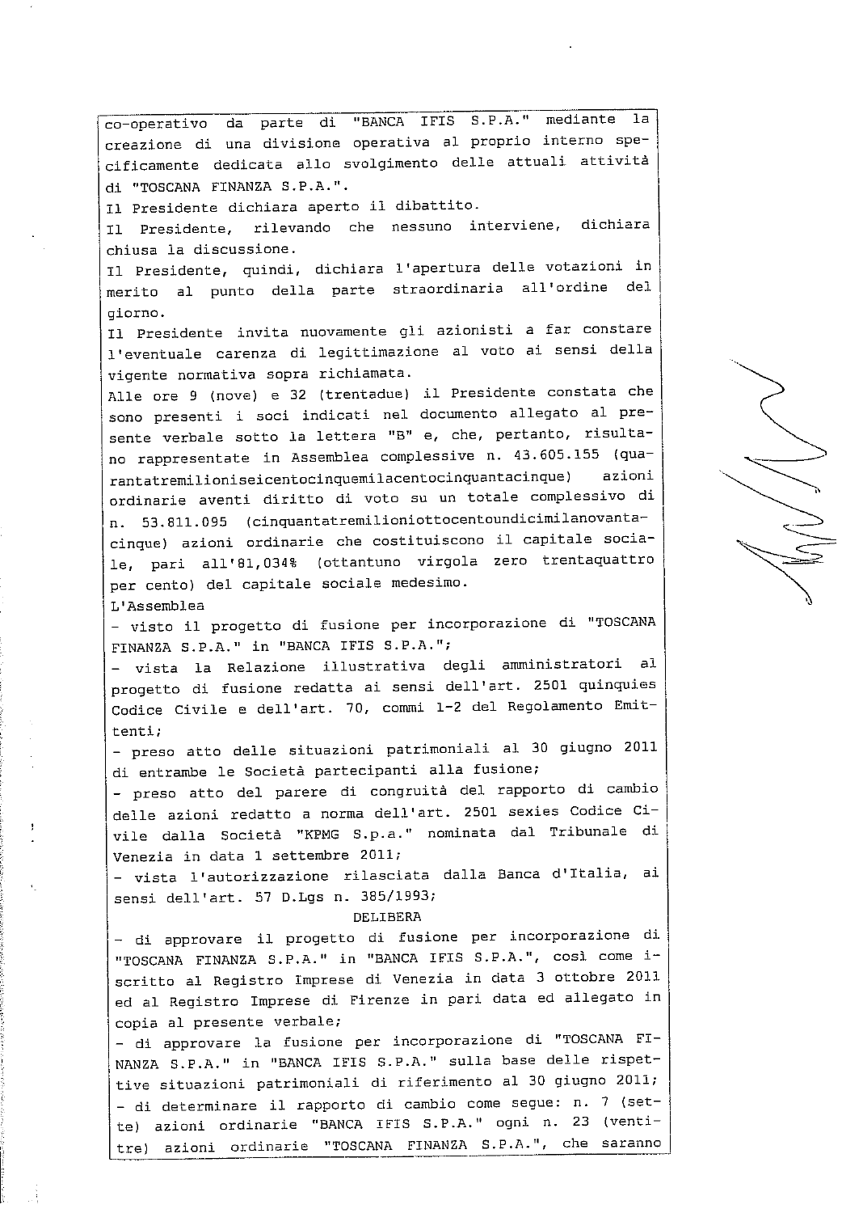co-operativo da parte di "BANCA IFIS S.P.A." mediante la creazione di una divisione operativa al proprio interno specificamente dedicata allo svolgimento delle attuali attività di "TOSCANA FINANZA S.P.A.".

Il Presidente dichiara aperto il dibattito.

Il Presidente, rilevando che nessuno interviene, dichiara chiusa la discussione.

Il Presidente, quindi, dichiara l'apertura delle votazioni in merito al punto della parte straordinaria all'ordine del giorno.

Il Presidente invita nuovamente gli azionisti a far constare l'eventuale carenza di legittimazione al voto ai sensi della vigente normativa sopra richiamata.

Alle ore 9 (nove) e 32 (trentadue) il Presidente constata che sono presenti i soci indicati nel documento allegato al presente verbale sotto la lettera "B" e, che, pertanto, risultano rappresentate in Assemblea complessive n. 43.605.155 (quarantatremilioniseicentocinquemilacentocinquantacinque) azioni ordinarie aventi diritto di voto su un totale complessivo di n. 53.811.095 (cinquantatremilioniottocentoundicimilanovantacinque) azioni ordinarie che costituiscono il capitale sociale, pari all'81,034% (ottantuno virgola zero trentaquattro per cento) del capitale sociale medesimo.

L'Assemblea

- visto il progetto di fusione per incorporazione di "TOSCANA FINANZA S.P.A." in "BANCA IFIS S.P.A.";
- vista la Relazione illustrativa degli amministratori al progetto di fusione redatta ai sensi dell'art. 2501 quinquies Codice Civile e dell'art. 70, commi 1-2 del Regolamento Emittenti;
- preso atto delle situazioni patrimoniali al 30 giugno 2011 di entrambe le Società partecipanti alla fusione;
- preso atto del parere di congruità del rapporto di cambio delle azioni redatto a norma dell'art. 2501 sexies Codice Civile dalla Società "KPMG S.p.a." nominata dal Tribunale di Venezia in data 1 settembre 2011;
- vista l'autorizzazione rilasciata dalla Banca d'Italia, ai sensi dell'art. 57 D.Lgs n. 385/1993;

DELIBERA

- di approvare il progetto di fusione per incorporazione di "TOSCANA FINANZA S.P.A." in "BANCA IFIS S.P.A.", così come iscritto al Registro Imprese di Venezia in data 3 ottobre 2011 ed al Registro Imprese di Firenze in pari data ed allegato in copia al presente verbale;
- di approvare la fusione per incorporazione di "TOSCANA FINANZA S.P.A." in "BANCA IFIS S.P.A." sulla base delle rispettive situazioni patrimoniali di riferimento al 30 giugno 2011;
- di determinare il rapporto di cambio come segue: n. 7 (sette) azioni ordinarie "BANCA IFIS S.P.A." ogni n. 23 (ventitre) azioni ordinarie "TOSCANA FINANZA S.P.A.", che saranno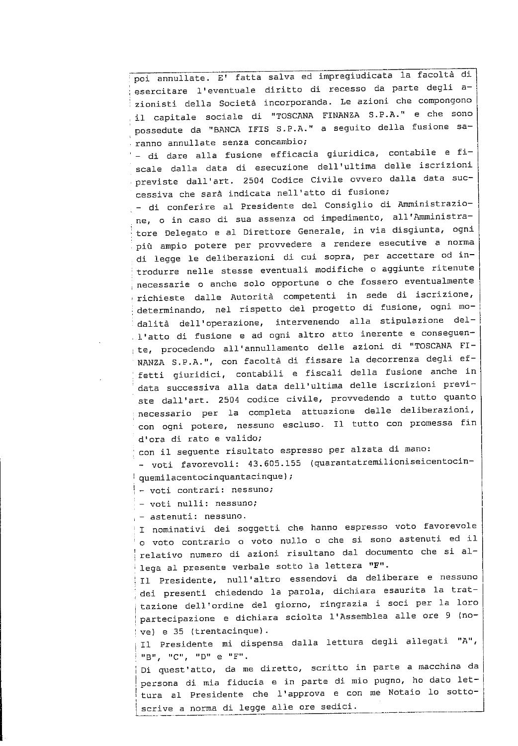poi annullate. E' fatta salva ed impregiudicata la facoltà di esercitare l'eventuale diritto di recesso da parte degli azionisti della Società incorporanda. Le azioni che compongono il capitale sociale di "TOSCANA FINANZA S.P.A." e che sono possedute da "BANCA IFIS S.P.A." a seguito della fusione saranno annullate senza concambio;

- di dare alla fusione efficacia giuridica, contabile e fiscale dalla data di esecuzione dell'ultima delle iscrizioni previste dall'art. 2504 Codice Civile ovvero dalla data successiva che sarà indicata nell'atto di fusione;
- di conferire al Presidente del Consiglio di Amministrazione, o in caso di sua assenza od impedimento, all'Amministratore Delegato e al Direttore Generale, in via disgiunta, ogni più ampio potere per provvedere a rendere esecutive a norma di legge le deliberazioni di cui sopra, per accettare od introdurre nelle stesse eventuali modifiche o aggiunte ritenute necessarie o anche solo opportune o che fossero eventualmente richieste dalle Autorità competenti in sede di iscrizione, determinando, nel rispetto del progetto di fusione, ogni modalità dell'operazione, intervenendo alla stipulazione dell'atto di fusione e ad ogni altro atto inerente e conseguente, procedendo all'annullamento delle azioni di "TOSCANA FINANZA S.P.A.", con facoltà di fissare la decorrenza degli effetti giuridici, contabili e fiscali della fusione anche in data successiva alla data dell'ultima delle iscrizioni previste dall'art. 2504 codice civile, provvedendo a tutto quanto necessario per la completa attuazione delle deliberazioni, con ogni potere, nessuno escluso. Il tutto con promessa fin d'ora di rato e valido;

con il seguente risultato espresso per alzata di mano:

- voti favorevoli: 43.605.155 (quarantatremilioniseicentocinquemilacentocinquantacinque);
- voti contrari: nessuno;
- voti nulli: nessuno;
- astenuti: nessuno.

I nominativi dei soggetti che hanno espresso voto favorevole o voto contrario o voto nullo o che si sono astenuti ed il relativo numero di azioni risultano dal documento che si allega al presente verbale sotto la lettera "F".

Il Presidente, null'altro essendovi da deliberare e nessuno dei presenti chiedendo la parola, dichiara esaurita la trattazione dell'ordine del giorno, ringrazia i soci per la loro partecipazione e dichiara sciolta l'Assemblea alle ore 9 (nove) e 35 (trentacinque).

Il Presidente mi dispensa dalla lettura degli allegati "A", "B", "C", "D" e "F".

Di quest'atto, da me diretto, scritto in parte a macchina da persona di mia fiducia e in parte di mio pugno, ho dato lettura al Presidente che l'approva e con me Notaio lo sottoscrive a norma di legge alle ore sedici.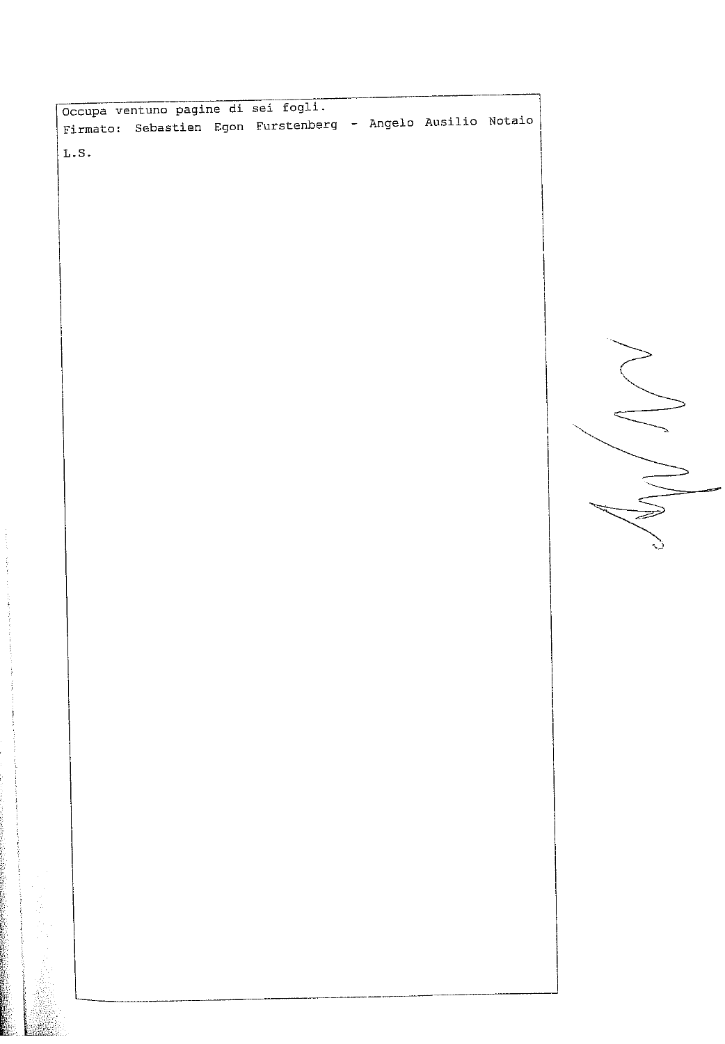Occupa ventuno pagine di sei fogli.

Firmato: Sebastien Egon Furstenberg - Angelo Ausilio Notaio

L.S.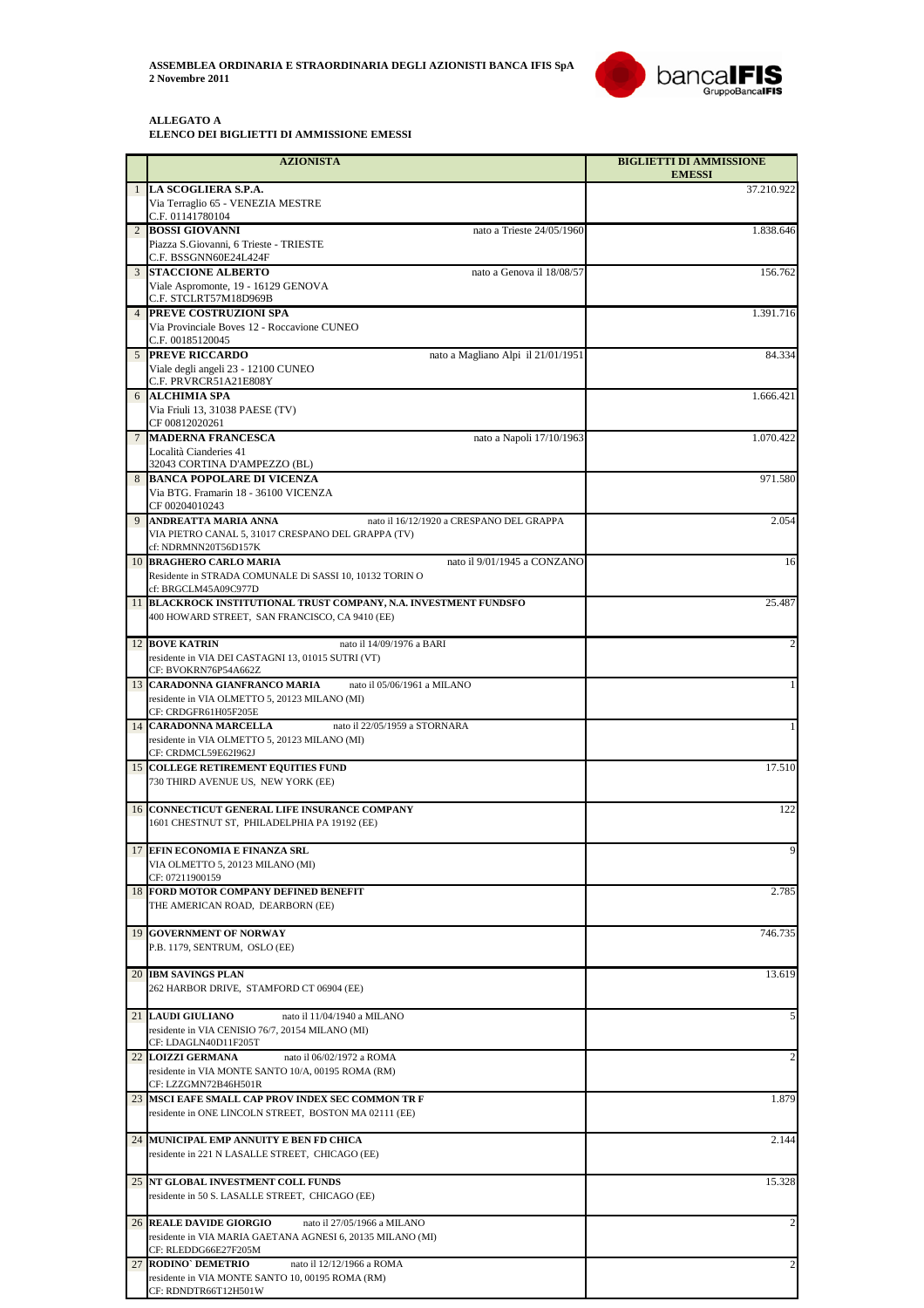**ASSEMBLEA ORDINARIA E STRAORDINARIA DEGLI AZIONISTI BANCA IFIS SpA**
**2 Novembre 2011**

**ALLEGATO A**
**ELENCO DEI BIGLIETTI DI AMMISSIONE EMESSI**

| | AZIONISTA | BIGLIETTI DI AMMISSIONE EMESSI |
|---|---|---|
| 1 | **LA SCOGLIERA S.P.A.**<br>Via Terraglio 65 - VENEZIA MESTRE<br>C.F. 01141780104 | 37.210.922 |
| 2 | **BOSSI GIOVANNI** nato a Trieste 24/05/1960<br>Piazza S.Giovanni, 6 Trieste - TRIESTE<br>C.F. BSSGNN60E24L424F | 1.838.646 |
| 3 | **STACCIONE ALBERTO** nato a Genova il 18/08/57<br>Viale Aspromonte, 19 - 16129 GENOVA<br>C.F. STCLRT57M18D969B | 156.762 |
| 4 | **PREVE COSTRUZIONI SPA**<br>Via Provinciale Boves 12 - Roccavione CUNEO<br>C.F. 00185120045 | 1.391.716 |
| 5 | **PREVE RICCARDO** nato a Magliano Alpi il 21/01/1951<br>Viale degli angeli 23 - 12100 CUNEO<br>C.F. PRVRCR51A21E808Y | 84.334 |
| 6 | **ALCHIMIA SPA**<br>Via Friuli 13, 31038 PAESE (TV)<br>CF 00812020261 | 1.666.421 |
| 7 | **MADERNA FRANCESCA** nato a Napoli 17/10/1963<br>Località Cianderies 41<br>32043 CORTINA D'AMPEZZO (BL) | 1.070.422 |
| 8 | **BANCA POPOLARE DI VICENZA**<br>Via BTG. Framarin 18 - 36100 VICENZA<br>CF 00204010243 | 971.580 |
| 9 | **ANDREATTA MARIA ANNA** nato il 16/12/1920 a CRESPANO DEL GRAPPA<br>VIA PIETRO CANAL 5, 31017 CRESPANO DEL GRAPPA (TV)<br>cf: NDRMNN20T56D157K | 2.054 |
| 10 | **BRAGHERO CARLO MARIA** nato il 9/01/1945 a CONZANO<br>Residente in STRADA COMUNALE Di SASSI 10, 10132 TORIN O<br>cf: BRGCLM45A09C977D | 16 |
| 11 | **BLACKROCK INSTITUTIONAL TRUST COMPANY, N.A. INVESTMENT FUNDSFO**<br>400 HOWARD STREET, SAN FRANCISCO, CA 9410 (EE) | 25.487 |
| 12 | **BOVE KATRIN** nato il 14/09/1976 a BARI<br>residente in VIA DEI CASTAGNI 13, 01015 SUTRI (VT)<br>CF: BVOKRN76P54A662Z | 2 |
| 13 | **CARADONNA GIANFRANCO MARIA** nato il 05/06/1961 a MILANO<br>residente in VIA OLMETTO 5, 20123 MILANO (MI)<br>CF: CRDGFR61H05F205E | 1 |
| 14 | **CARADONNA MARCELLA** nato il 22/05/1959 a STORNARA<br>residente in VIA OLMETTO 5, 20123 MILANO (MI)<br>CF: CRDMCL59E62I962J | 1 |
| 15 | **COLLEGE RETIREMENT EQUITIES FUND**<br>730 THIRD AVENUE US, NEW YORK (EE) | 17.510 |
| 16 | **CONNECTICUT GENERAL LIFE INSURANCE COMPANY**<br>1601 CHESTNUT ST, PHILADELPHIA PA 19192 (EE) | 122 |
| 17 | **EFIN ECONOMIA E FINANZA SRL**<br>VIA OLMETTO 5, 20123 MILANO (MI)<br>CF: 07211900159 | 9 |
| 18 | **FORD MOTOR COMPANY DEFINED BENEFIT**<br>THE AMERICAN ROAD, DEARBORN (EE) | 2.785 |
| 19 | **GOVERNMENT OF NORWAY**<br>P.B. 1179, SENTRUM, OSLO (EE) | 746.735 |
| 20 | **IBM SAVINGS PLAN**<br>262 HARBOR DRIVE, STAMFORD CT 06904 (EE) | 13.619 |
| 21 | **LAUDI GIULIANO** nato il 11/04/1940 a MILANO<br>residente in VIA CENISIO 76/7, 20154 MILANO (MI)<br>CF: LDAGLN40D11F205T | 5 |
| 22 | **LOIZZI GERMANA** nato il 06/02/1972 a ROMA<br>residente in VIA MONTE SANTO 10/A, 00195 ROMA (RM)<br>CF: LZZGMN72B46H501R | 2 |
| 23 | **MSCI EAFE SMALL CAP PROV INDEX SEC COMMON TR F**<br>residente in ONE LINCOLN STREET, BOSTON MA 02111 (EE) | 1.879 |
| 24 | **MUNICIPAL EMP ANNUITY E BEN FD CHICA**<br>residente in 221 N LASALLE STREET, CHICAGO (EE) | 2.144 |
| 25 | **NT GLOBAL INVESTMENT COLL FUNDS**<br>residente in 50 S. LASALLE STREET, CHICAGO (EE) | 15.328 |
| 26 | **REALE DAVIDE GIORGIO** nato il 27/05/1966 a MILANO<br>residente in VIA MARIA GAETANA AGNESI 6, 20135 MILANO (MI)<br>CF: RLEDDG66E27F205M | 2 |
| 27 | **RODINO` DEMETRIO** nato il 12/12/1966 a ROMA<br>residente in VIA MONTE SANTO 10, 00195 ROMA (RM)<br>CF: RDNDTR66T12H501W | 2 |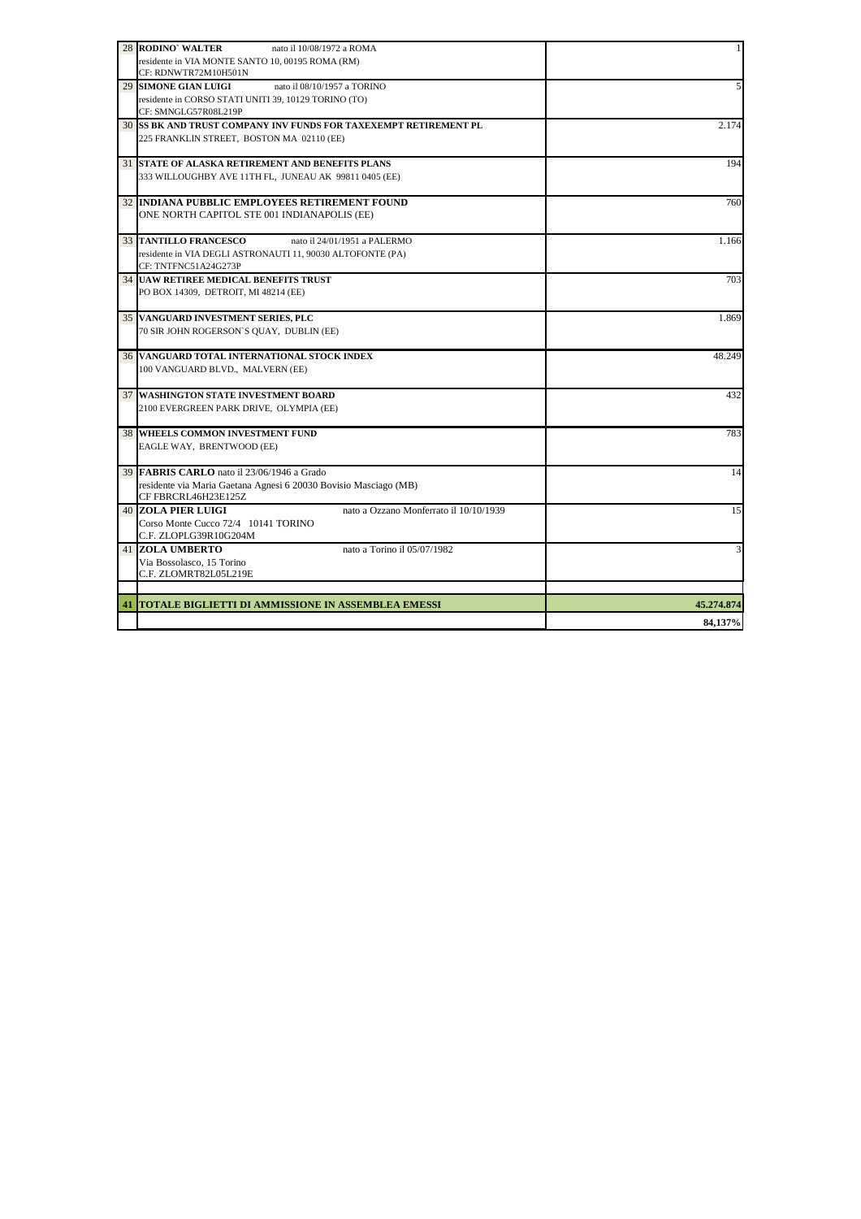| | | |
|---|---|---|
| 28 | **RODINO` WALTER** nato il 10/08/1972 a ROMA<br>residente in VIA MONTE SANTO 10, 00195 ROMA (RM)<br>CF: RDNWTR72M10H501N | 1 |
| 29 | **SIMONE GIAN LUIGI** nato il 08/10/1957 a TORINO<br>residente in CORSO STATI UNITI 39, 10129 TORINO (TO)<br>CF: SMNGLG57R08L219P | 5 |
| 30 | **SS BK AND TRUST COMPANY INV FUNDS FOR TAXEXEMPT RETIREMENT PL**<br>225 FRANKLIN STREET, BOSTON MA 02110 (EE) | 2.174 |
| 31 | **STATE OF ALASKA RETIREMENT AND BENEFITS PLANS**<br>333 WILLOUGHBY AVE 11TH FL, JUNEAU AK 99811 0405 (EE) | 194 |
| 32 | **INDIANA PUBBLIC EMPLOYEES RETIREMENT FOUND**<br>ONE NORTH CAPITOL STE 001 INDIANAPOLIS (EE) | 760 |
| 33 | **TANTILLO FRANCESCO** nato il 24/01/1951 a PALERMO<br>residente in VIA DEGLI ASTRONAUTI 11, 90030 ALTOFONTE (PA)<br>CF: TNTFNC51A24G273P | 1.166 |
| 34 | **UAW RETIREE MEDICAL BENEFITS TRUST**<br>PO BOX 14309, DETROIT, MI 48214 (EE) | 703 |
| 35 | **VANGUARD INVESTMENT SERIES, PLC**<br>70 SIR JOHN ROGERSON`S QUAY, DUBLIN (EE) | 1.869 |
| 36 | **VANGUARD TOTAL INTERNATIONAL STOCK INDEX**<br>100 VANGUARD BLVD., MALVERN (EE) | 48.249 |
| 37 | **WASHINGTON STATE INVESTMENT BOARD**<br>2100 EVERGREEN PARK DRIVE, OLYMPIA (EE) | 432 |
| 38 | **WHEELS COMMON INVESTMENT FUND**<br>EAGLE WAY, BRENTWOOD (EE) | 783 |
| 39 | **FABRIS CARLO** nato il 23/06/1946 a Grado<br>residente via Maria Gaetana Agnesi 6 20030 Bovisio Masciago (MB)<br>CF FBRCRL46H23E125Z | 14 |
| 40 | **ZOLA PIER LUIGI** nato a Ozzano Monferrato il 10/10/1939<br>Corso Monte Cucco 72/4 10141 TORINO<br>C.F. ZLOPLG39R10G204M | 15 |
| 41 | **ZOLA UMBERTO** nato a Torino il 05/07/1982<br>Via Bossolasco, 15 Torino<br>C.F. ZLOMRT82L05L219E | 3 |
| | | |
| **41** | **TOTALE BIGLIETTI DI AMMISSIONE IN ASSEMBLEA EMESSI** | **45.274.874** |
| | | **84,137%** |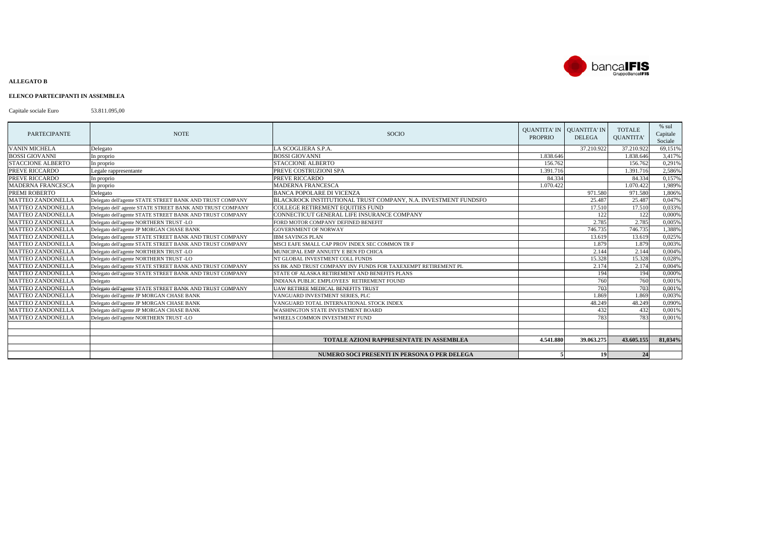**ALLEGATO B**

**ELENCO PARTECIPANTI IN ASSEMBLEA**

Capitale sociale Euro 53.811.095,00

| PARTECIPANTE | NOTE | SOCIO | QUANTITA' IN PROPRIO | QUANTITA' IN DELEGA | TOTALE QUANTITA' | % sul Capitale Sociale |
|---|---|---|---|---|---|---|
| VANIN MICHELA | Delegato | LA SCOGLIERA S.P.A. | | 37.210.922 | 37.210.922 | 69,151% |
| BOSSI GIOVANNI | In proprio | BOSSI GIOVANNI | 1.838.646 | | 1.838.646 | 3,417% |
| STACCIONE ALBERTO | In proprio | STACCIONE ALBERTO | 156.762 | | 156.762 | 0,291% |
| PREVE RICCARDO | Legale rappresentante | PREVE COSTRUZIONI SPA | 1.391.716 | | 1.391.716 | 2,586% |
| PREVE RICCARDO | In proprio | PREVE RICCARDO | 84.334 | | 84.334 | 0,157% |
| MADERNA FRANCESCA | In proprio | MADERNA FRANCESCA | 1.070.422 | | 1.070.422 | 1,989% |
| PREMI ROBERTO | Delegato | BANCA POPOLARE DI VICENZA | | 971.580 | 971.580 | 1,806% |
| MATTEO ZANDONELLA | Delegato dell'agente STATE STREET BANK AND TRUST COMPANY | BLACKROCK INSTITUTIONAL TRUST COMPANY, N.A. INVESTMENT FUNDSFO | | 25.487 | 25.487 | 0,047% |
| MATTEO ZANDONELLA | Delegato dell' agente STATE STREET BANK AND TRUST COMPANY | COLLEGE RETIREMENT EQUITIES FUND | | 17.510 | 17.510 | 0,033% |
| MATTEO ZANDONELLA | Delegato dell'agente STATE STREET BANK AND TRUST COMPANY | CONNECTICUT GENERAL LIFE INSURANCE COMPANY | | 122 | 122 | 0,000% |
| MATTEO ZANDONELLA | Delegato dell'agente NORTHERN TRUST -LO | FORD MOTOR COMPANY DEFINED BENEFIT | | 2.785 | 2.785 | 0,005% |
| MATTEO ZANDONELLA | Delegato dell'agente JP MORGAN CHASE BANK | GOVERNMENT OF NORWAY | | 746.735 | 746.735 | 1,388% |
| MATTEO ZANDONELLA | Delegato dell'agente STATE STREET BANK AND TRUST COMPANY | IBM SAVINGS PLAN | | 13.619 | 13.619 | 0,025% |
| MATTEO ZANDONELLA | Delegato dell'agente STATE STREET BANK AND TRUST COMPANY | MSCI EAFE SMALL CAP PROV INDEX SEC COMMON TR F | | 1.879 | 1.879 | 0,003% |
| MATTEO ZANDONELLA | Delegato dell'agente NORTHERN TRUST -LO | MUNICIPAL EMP ANNUITY E BEN FD CHICA | | 2.144 | 2.144 | 0,004% |
| MATTEO ZANDONELLA | Delegato dell'agente NORTHERN TRUST -LO | NT GLOBAL INVESTMENT COLL FUNDS | | 15.328 | 15.328 | 0,028% |
| MATTEO ZANDONELLA | Delegato dell'agente STATE STREET BANK AND TRUST COMPANY | SS BK AND TRUST COMPANY INV FUNDS FOR TAXEXEMPT RETIREMENT PL | | 2.174 | 2.174 | 0,004% |
| MATTEO ZANDONELLA | Delegato dell'agente STATE STREET BANK AND TRUST COMPANY | STATE OF ALASKA RETIREMENT AND BENEFITS PLANS | | 194 | 194 | 0,000% |
| MATTEO ZANDONELLA | Delegato | INDIANA PUBLIC EMPLOYEES` RETIREMENT FOUND | | 760 | 760 | 0,001% |
| MATTEO ZANDONELLA | Delegato dell'agente STATE STREET BANK AND TRUST COMPANY | UAW RETIREE MEDICAL BENEFITS TRUST | | 703 | 703 | 0,001% |
| MATTEO ZANDONELLA | Delegato dell'agente JP MORGAN CHASE BANK | VANGUARD INVESTMENT SERIES, PLC | | 1.869 | 1.869 | 0,003% |
| MATTEO ZANDONELLA | Delegato dell'agente JP MORGAN CHASE BANK | VANGUARD TOTAL INTERNATIONAL STOCK INDEX | | 48.249 | 48.249 | 0,090% |
| MATTEO ZANDONELLA | Delegato dell'agente JP MORGAN CHASE BANK | WASHINGTON STATE INVESTMENT BOARD | | 432 | 432 | 0,001% |
| MATTEO ZANDONELLA | Delegato dell'agente NORTHERN TRUST -LO | WHEELS COMMON INVESTMENT FUND | | 783 | 783 | 0,001% |
| | | **TOTALE AZIONI RAPPRESENTATE IN ASSEMBLEA** | **4.541.880** | **39.063.275** | **43.605.155** | **81,034%** |
| | | **NUMERO SOCI PRESENTI IN PERSONA O PER DELEGA** | **5** | **19** | **24** | |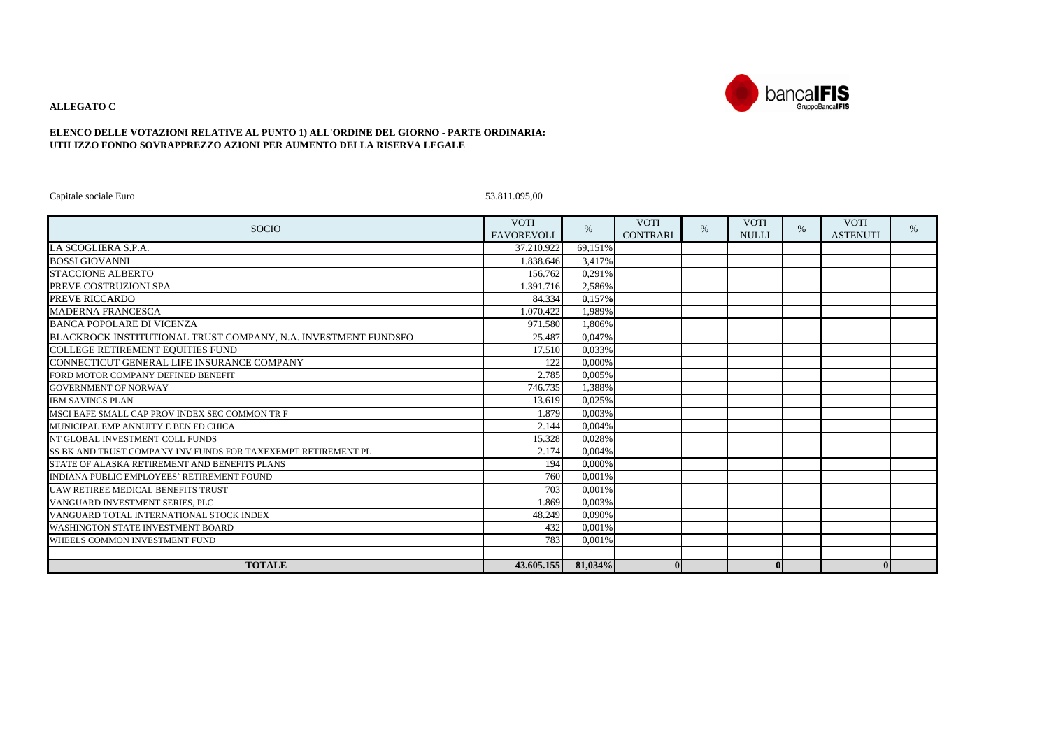**ALLEGATO C**

**ELENCO DELLE VOTAZIONI RELATIVE AL PUNTO 1) ALL'ORDINE DEL GIORNO - PARTE ORDINARIA: UTILIZZO FONDO SOVRAPPREZZO AZIONI PER AUMENTO DELLA RISERVA LEGALE**

Capitale sociale Euro 53.811.095,00

| SOCIO | VOTI FAVOREVOLI | % | VOTI CONTRARI | % | VOTI NULLI | % | VOTI ASTENUTI | % |
|---|---|---|---|---|---|---|---|---|
| LA SCOGLIERA S.P.A. | 37.210.922 | 69,151% | | | | | | |
| BOSSI GIOVANNI | 1.838.646 | 3,417% | | | | | | |
| STACCIONE ALBERTO | 156.762 | 0,291% | | | | | | |
| PREVE COSTRUZIONI SPA | 1.391.716 | 2,586% | | | | | | |
| PREVE RICCARDO | 84.334 | 0,157% | | | | | | |
| MADERNA FRANCESCA | 1.070.422 | 1,989% | | | | | | |
| BANCA POPOLARE DI VICENZA | 971.580 | 1,806% | | | | | | |
| BLACKROCK INSTITUTIONAL TRUST COMPANY, N.A. INVESTMENT FUNDSFO | 25.487 | 0,047% | | | | | | |
| COLLEGE RETIREMENT EQUITIES FUND | 17.510 | 0,033% | | | | | | |
| CONNECTICUT GENERAL LIFE INSURANCE COMPANY | 122 | 0,000% | | | | | | |
| FORD MOTOR COMPANY DEFINED BENEFIT | 2.785 | 0,005% | | | | | | |
| GOVERNMENT OF NORWAY | 746.735 | 1,388% | | | | | | |
| IBM SAVINGS PLAN | 13.619 | 0,025% | | | | | | |
| MSCI EAFE SMALL CAP PROV INDEX SEC COMMON TR F | 1.879 | 0,003% | | | | | | |
| MUNICIPAL EMP ANNUITY E BEN FD CHICA | 2.144 | 0,004% | | | | | | |
| NT GLOBAL INVESTMENT COLL FUNDS | 15.328 | 0,028% | | | | | | |
| SS BK AND TRUST COMPANY INV FUNDS FOR TAXEXEMPT RETIREMENT PL | 2.174 | 0,004% | | | | | | |
| STATE OF ALASKA RETIREMENT AND BENEFITS PLANS | 194 | 0,000% | | | | | | |
| INDIANA PUBLIC EMPLOYEES` RETIREMENT FOUND | 760 | 0,001% | | | | | | |
| UAW RETIREE MEDICAL BENEFITS TRUST | 703 | 0,001% | | | | | | |
| VANGUARD INVESTMENT SERIES, PLC | 1.869 | 0,003% | | | | | | |
| VANGUARD TOTAL INTERNATIONAL STOCK INDEX | 48.249 | 0,090% | | | | | | |
| WASHINGTON STATE INVESTMENT BOARD | 432 | 0,001% | | | | | | |
| WHEELS COMMON INVESTMENT FUND | 783 | 0,001% | | | | | | |
| | | | | | | | | |
| **TOTALE** | **43.605.155** | **81,034%** | **0** | | **0** | | **0** | |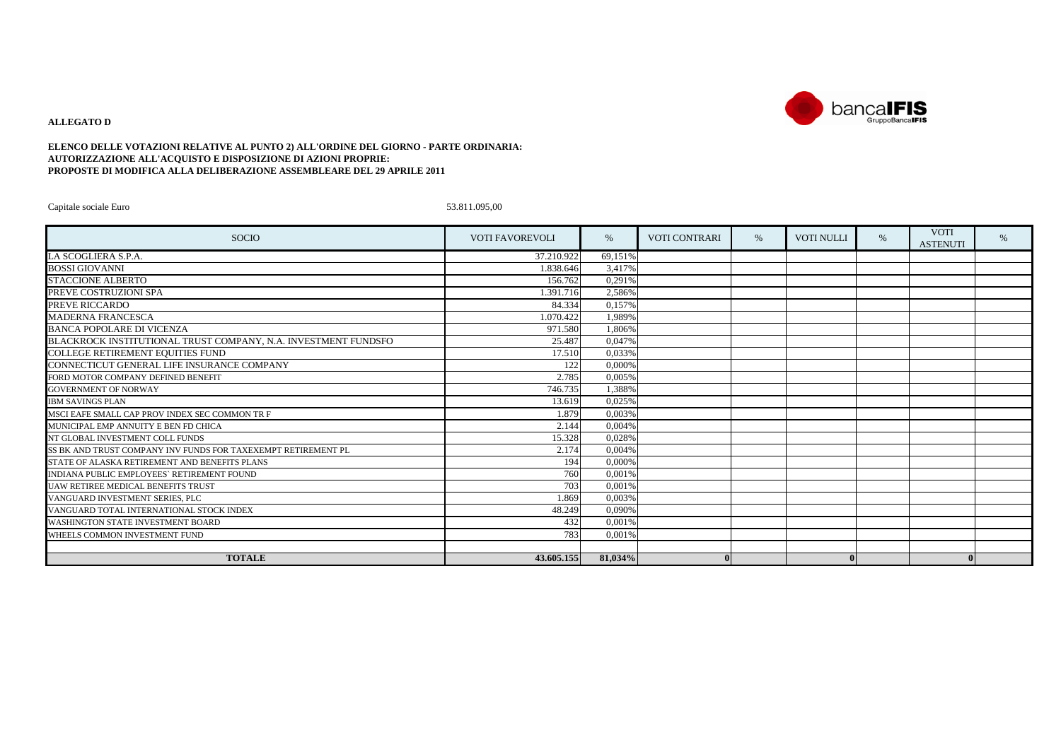**ALLEGATO D**

**ELENCO DELLE VOTAZIONI RELATIVE AL PUNTO 2) ALL'ORDINE DEL GIORNO - PARTE ORDINARIA: AUTORIZZAZIONE ALL'ACQUISTO E DISPOSIZIONE DI AZIONI PROPRIE: PROPOSTE DI MODIFICA ALLA DELIBERAZIONE ASSEMBLEARE DEL 29 APRILE 2011**

Capitale sociale Euro 53.811.095,00

| SOCIO | VOTI FAVOREVOLI | % | VOTI CONTRARI | % | VOTI NULLI | % | VOTI ASTENUTI | % |
|---|---|---|---|---|---|---|---|---|
| LA SCOGLIERA S.P.A. | 37.210.922 | 69,151% | | | | | | |
| BOSSI GIOVANNI | 1.838.646 | 3,417% | | | | | | |
| STACCIONE ALBERTO | 156.762 | 0,291% | | | | | | |
| PREVE COSTRUZIONI SPA | 1.391.716 | 2,586% | | | | | | |
| PREVE RICCARDO | 84.334 | 0,157% | | | | | | |
| MADERNA FRANCESCA | 1.070.422 | 1,989% | | | | | | |
| BANCA POPOLARE DI VICENZA | 971.580 | 1,806% | | | | | | |
| BLACKROCK INSTITUTIONAL TRUST COMPANY, N.A. INVESTMENT FUNDSFO | 25.487 | 0,047% | | | | | | |
| COLLEGE RETIREMENT EQUITIES FUND | 17.510 | 0,033% | | | | | | |
| CONNECTICUT GENERAL LIFE INSURANCE COMPANY | 122 | 0,000% | | | | | | |
| FORD MOTOR COMPANY DEFINED BENEFIT | 2.785 | 0,005% | | | | | | |
| GOVERNMENT OF NORWAY | 746.735 | 1,388% | | | | | | |
| IBM SAVINGS PLAN | 13.619 | 0,025% | | | | | | |
| MSCI EAFE SMALL CAP PROV INDEX SEC COMMON TR F | 1.879 | 0,003% | | | | | | |
| MUNICIPAL EMP ANNUITY E BEN FD CHICA | 2.144 | 0,004% | | | | | | |
| NT GLOBAL INVESTMENT COLL FUNDS | 15.328 | 0,028% | | | | | | |
| SS BK AND TRUST COMPANY INV FUNDS FOR TAXEXEMPT RETIREMENT PL | 2.174 | 0,004% | | | | | | |
| STATE OF ALASKA RETIREMENT AND BENEFITS PLANS | 194 | 0,000% | | | | | | |
| INDIANA PUBLIC EMPLOYEES` RETIREMENT FOUND | 760 | 0,001% | | | | | | |
| UAW RETIREE MEDICAL BENEFITS TRUST | 703 | 0,001% | | | | | | |
| VANGUARD INVESTMENT SERIES, PLC | 1.869 | 0,003% | | | | | | |
| VANGUARD TOTAL INTERNATIONAL STOCK INDEX | 48.249 | 0,090% | | | | | | |
| WASHINGTON STATE INVESTMENT BOARD | 432 | 0,001% | | | | | | |
| WHEELS COMMON INVESTMENT FUND | 783 | 0,001% | | | | | | |
| | | | | | | | | |
| **TOTALE** | **43.605.155** | **81,034%** | **0** | | **0** | | **0** | |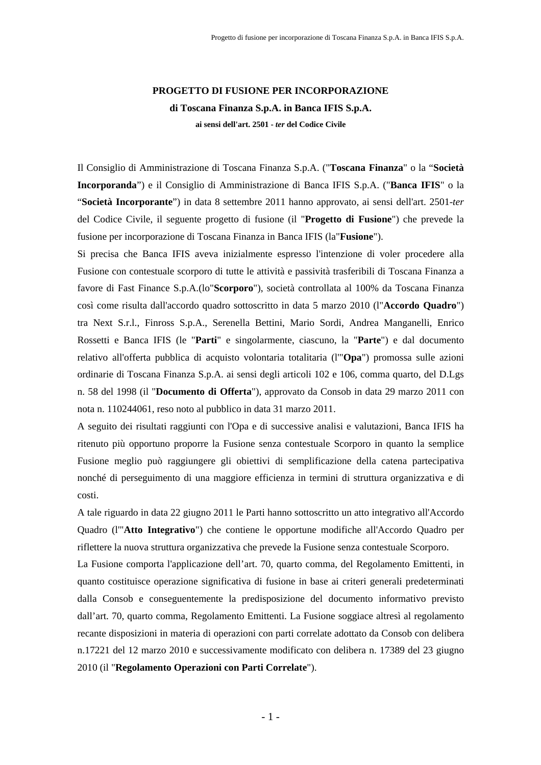**PROGETTO DI FUSIONE PER INCORPORAZIONE**

**di Toscana Finanza S.p.A. in Banca IFIS S.p.A.**

**ai sensi dell'art. 2501 - *ter* del Codice Civile**

Il Consiglio di Amministrazione di Toscana Finanza S.p.A. ("**Toscana Finanza**" o la "**Società Incorporanda**") e il Consiglio di Amministrazione di Banca IFIS S.p.A. ("**Banca IFIS**" o la "**Società Incorporante**") in data 8 settembre 2011 hanno approvato, ai sensi dell'art. 2501-*ter* del Codice Civile, il seguente progetto di fusione (il "**Progetto di Fusione**") che prevede la fusione per incorporazione di Toscana Finanza in Banca IFIS (la"**Fusione**").

Si precisa che Banca IFIS aveva inizialmente espresso l'intenzione di voler procedere alla Fusione con contestuale scorporo di tutte le attività e passività trasferibili di Toscana Finanza a favore di Fast Finance S.p.A.(lo"**Scorporo**"), società controllata al 100% da Toscana Finanza così come risulta dall'accordo quadro sottoscritto in data 5 marzo 2010 (l'"**Accordo Quadro**") tra Next S.r.l., Finross S.p.A., Serenella Bettini, Mario Sordi, Andrea Manganelli, Enrico Rossetti e Banca IFIS (le "**Parti**" e singolarmente, ciascuno, la "**Parte**") e dal documento relativo all'offerta pubblica di acquisto volontaria totalitaria (l'"**Opa**") promossa sulle azioni ordinarie di Toscana Finanza S.p.A. ai sensi degli articoli 102 e 106, comma quarto, del D.Lgs n. 58 del 1998 (il "**Documento di Offerta**"), approvato da Consob in data 29 marzo 2011 con nota n. 110244061, reso noto al pubblico in data 31 marzo 2011.

A seguito dei risultati raggiunti con l'Opa e di successive analisi e valutazioni, Banca IFIS ha ritenuto più opportuno proporre la Fusione senza contestuale Scorporo in quanto la semplice Fusione meglio può raggiungere gli obiettivi di semplificazione della catena partecipativa nonché di perseguimento di una maggiore efficienza in termini di struttura organizzativa e di costi.

A tale riguardo in data 22 giugno 2011 le Parti hanno sottoscritto un atto integrativo all'Accordo Quadro (l'"**Atto Integrativo**") che contiene le opportune modifiche all'Accordo Quadro per riflettere la nuova struttura organizzativa che prevede la Fusione senza contestuale Scorporo.

La Fusione comporta l'applicazione dell'art. 70, quarto comma, del Regolamento Emittenti, in quanto costituisce operazione significativa di fusione in base ai criteri generali predeterminati dalla Consob e conseguentemente la predisposizione del documento informativo previsto dall'art. 70, quarto comma, Regolamento Emittenti. La Fusione soggiace altresì al regolamento recante disposizioni in materia di operazioni con parti correlate adottato da Consob con delibera n.17221 del 12 marzo 2010 e successivamente modificato con delibera n. 17389 del 23 giugno 2010 (il "**Regolamento Operazioni con Parti Correlate**").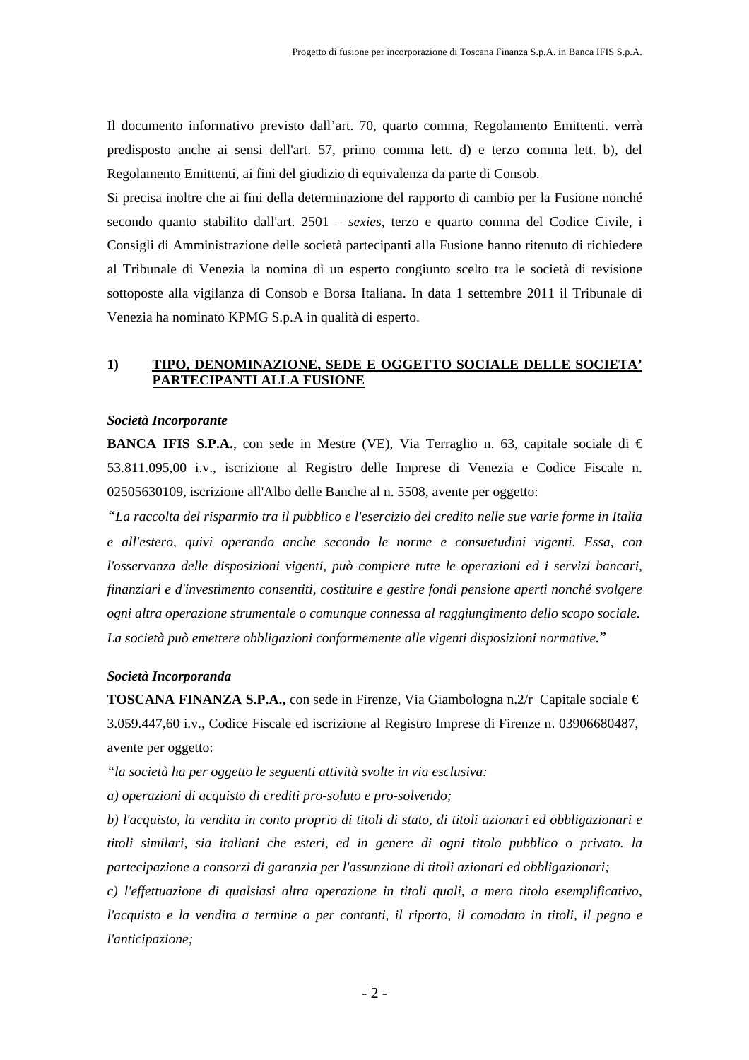Il documento informativo previsto dall'art. 70, quarto comma, Regolamento Emittenti. verrà predisposto anche ai sensi dell'art. 57, primo comma lett. d) e terzo comma lett. b), del Regolamento Emittenti, ai fini del giudizio di equivalenza da parte di Consob.

Si precisa inoltre che ai fini della determinazione del rapporto di cambio per la Fusione nonché secondo quanto stabilito dall'art. 2501 – *sexies*, terzo e quarto comma del Codice Civile, i Consigli di Amministrazione delle società partecipanti alla Fusione hanno ritenuto di richiedere al Tribunale di Venezia la nomina di un esperto congiunto scelto tra le società di revisione sottoposte alla vigilanza di Consob e Borsa Italiana. In data 1 settembre 2011 il Tribunale di Venezia ha nominato KPMG S.p.A in qualità di esperto.

## 1) TIPO, DENOMINAZIONE, SEDE E OGGETTO SOCIALE DELLE SOCIETA' PARTECIPANTI ALLA FUSIONE

***Società Incorporante***

**BANCA IFIS S.P.A.**, con sede in Mestre (VE), Via Terraglio n. 63, capitale sociale di € 53.811.095,00 i.v., iscrizione al Registro delle Imprese di Venezia e Codice Fiscale n. 02505630109, iscrizione all'Albo delle Banche al n. 5508, avente per oggetto:

"*La raccolta del risparmio tra il pubblico e l'esercizio del credito nelle sue varie forme in Italia e all'estero, quivi operando anche secondo le norme e consuetudini vigenti. Essa, con l'osservanza delle disposizioni vigenti, può compiere tutte le operazioni ed i servizi bancari, finanziari e d'investimento consentiti, costituire e gestire fondi pensione aperti nonché svolgere ogni altra operazione strumentale o comunque connessa al raggiungimento dello scopo sociale. La società può emettere obbligazioni conformemente alle vigenti disposizioni normative.*"

***Società Incorporanda***

**TOSCANA FINANZA S.P.A.,** con sede in Firenze, Via Giambologna n.2/r Capitale sociale € 3.059.447,60 i.v., Codice Fiscale ed iscrizione al Registro Imprese di Firenze n. 03906680487, avente per oggetto:

*"la società ha per oggetto le seguenti attività svolte in via esclusiva:*

*a) operazioni di acquisto di crediti pro-soluto e pro-solvendo;*

*b) l'acquisto, la vendita in conto proprio di titoli di stato, di titoli azionari ed obbligazionari e titoli similari, sia italiani che esteri, ed in genere di ogni titolo pubblico o privato. la partecipazione a consorzi di garanzia per l'assunzione di titoli azionari ed obbligazionari;*

*c) l'effettuazione di qualsiasi altra operazione in titoli quali, a mero titolo esemplificativo, l'acquisto e la vendita a termine o per contanti, il riporto, il comodato in titoli, il pegno e l'anticipazione;*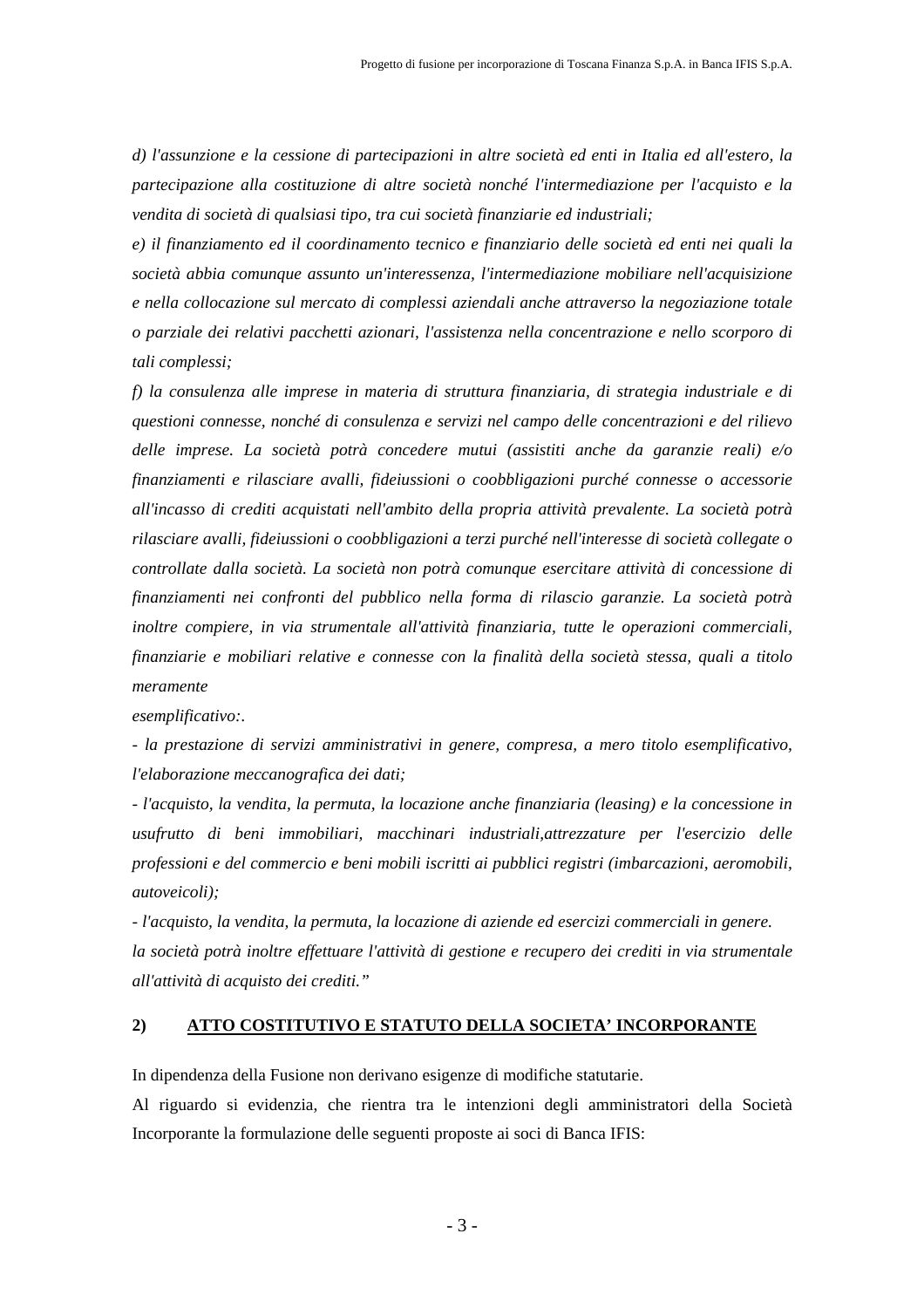*d) l'assunzione e la cessione di partecipazioni in altre società ed enti in Italia ed all'estero, la partecipazione alla costituzione di altre società nonché l'intermediazione per l'acquisto e la vendita di società di qualsiasi tipo, tra cui società finanziarie ed industriali;*

*e) il finanziamento ed il coordinamento tecnico e finanziario delle società ed enti nei quali la società abbia comunque assunto un'interessenza, l'intermediazione mobiliare nell'acquisizione e nella collocazione sul mercato di complessi aziendali anche attraverso la negoziazione totale o parziale dei relativi pacchetti azionari, l'assistenza nella concentrazione e nello scorporo di tali complessi;*

*f) la consulenza alle imprese in materia di struttura finanziaria, di strategia industriale e di questioni connesse, nonché di consulenza e servizi nel campo delle concentrazioni e del rilievo delle imprese. La società potrà concedere mutui (assistiti anche da garanzie reali) e/o finanziamenti e rilasciare avalli, fideiussioni o coobbligazioni purché connesse o accessorie all'incasso di crediti acquistati nell'ambito della propria attività prevalente. La società potrà rilasciare avalli, fideiussioni o coobbligazioni a terzi purché nell'interesse di società collegate o controllate dalla società. La società non potrà comunque esercitare attività di concessione di finanziamenti nei confronti del pubblico nella forma di rilascio garanzie. La società potrà inoltre compiere, in via strumentale all'attività finanziaria, tutte le operazioni commerciali, finanziarie e mobiliari relative e connesse con la finalità della società stessa, quali a titolo meramente*
*esemplificativo:.*

*- la prestazione di servizi amministrativi in genere, compresa, a mero titolo esemplificativo, l'elaborazione meccanografica dei dati;*

*- l'acquisto, la vendita, la permuta, la locazione anche finanziaria (leasing) e la concessione in usufrutto di beni immobiliari, macchinari industriali,attrezzature per l'esercizio delle professioni e del commercio e beni mobili iscritti ai pubblici registri (imbarcazioni, aeromobili, autoveicoli);*

*- l'acquisto, la vendita, la permuta, la locazione di aziende ed esercizi commerciali in genere.*
*la società potrà inoltre effettuare l'attività di gestione e recupero dei crediti in via strumentale all'attività di acquisto dei crediti."*

## 2) ATTO COSTITUTIVO E STATUTO DELLA SOCIETA' INCORPORANTE

In dipendenza della Fusione non derivano esigenze di modifiche statutarie.

Al riguardo si evidenzia, che rientra tra le intenzioni degli amministratori della Società Incorporante la formulazione delle seguenti proposte ai soci di Banca IFIS: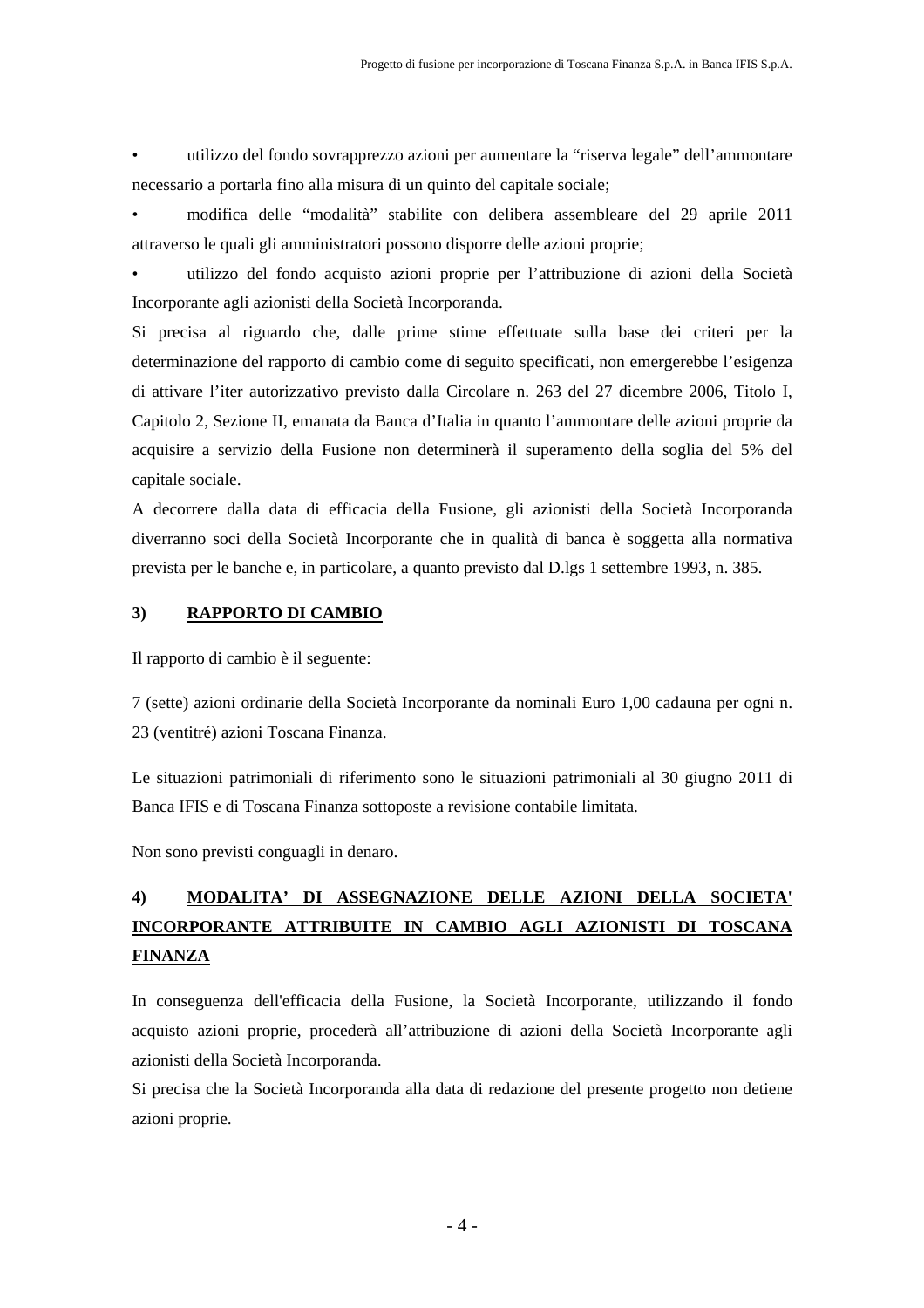- utilizzo del fondo sovrapprezzo azioni per aumentare la “riserva legale” dell’ammontare necessario a portarla fino alla misura di un quinto del capitale sociale;
- modifica delle “modalità” stabilite con delibera assembleare del 29 aprile 2011 attraverso le quali gli amministratori possono disporre delle azioni proprie;
- utilizzo del fondo acquisto azioni proprie per l’attribuzione di azioni della Società Incorporante agli azionisti della Società Incorporanda.

Si precisa al riguardo che, dalle prime stime effettuate sulla base dei criteri per la determinazione del rapporto di cambio come di seguito specificati, non emergerebbe l’esigenza di attivare l’iter autorizzativo previsto dalla Circolare n. 263 del 27 dicembre 2006, Titolo I, Capitolo 2, Sezione II, emanata da Banca d’Italia in quanto l’ammontare delle azioni proprie da acquisire a servizio della Fusione non determinerà il superamento della soglia del 5% del capitale sociale.

A decorrere dalla data di efficacia della Fusione, gli azionisti della Società Incorporanda diverranno soci della Società Incorporante che in qualità di banca è soggetta alla normativa prevista per le banche e, in particolare, a quanto previsto dal D.lgs 1 settembre 1993, n. 385.

## 3) RAPPORTO DI CAMBIO

Il rapporto di cambio è il seguente:

7 (sette) azioni ordinarie della Società Incorporante da nominali Euro 1,00 cadauna per ogni n. 23 (ventitré) azioni Toscana Finanza.

Le situazioni patrimoniali di riferimento sono le situazioni patrimoniali al 30 giugno 2011 di Banca IFIS e di Toscana Finanza sottoposte a revisione contabile limitata.

Non sono previsti conguagli in denaro.

## 4) MODALITA’ DI ASSEGNAZIONE DELLE AZIONI DELLA SOCIETA' INCORPORANTE ATTRIBUITE IN CAMBIO AGLI AZIONISTI DI TOSCANA FINANZA

In conseguenza dell'efficacia della Fusione, la Società Incorporante, utilizzando il fondo acquisto azioni proprie, procederà all’attribuzione di azioni della Società Incorporante agli azionisti della Società Incorporanda.

Si precisa che la Società Incorporanda alla data di redazione del presente progetto non detiene azioni proprie.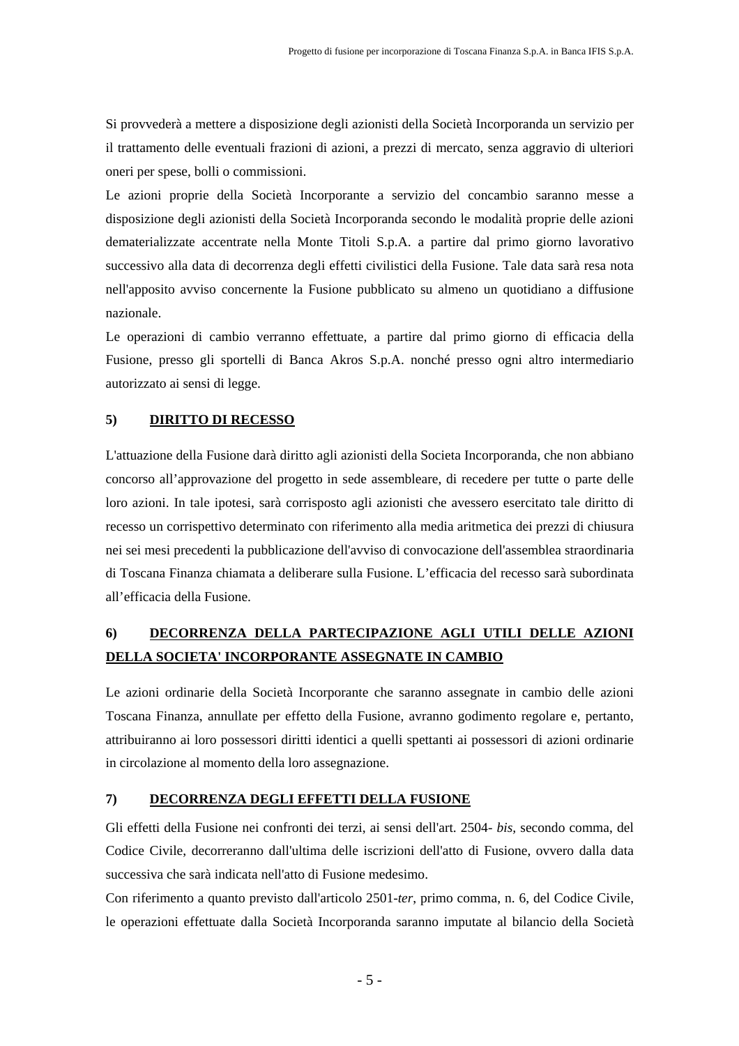Si provvederà a mettere a disposizione degli azionisti della Società Incorporanda un servizio per il trattamento delle eventuali frazioni di azioni, a prezzi di mercato, senza aggravio di ulteriori oneri per spese, bolli o commissioni.

Le azioni proprie della Società Incorporante a servizio del concambio saranno messe a disposizione degli azionisti della Società Incorporanda secondo le modalità proprie delle azioni dematerializzate accentrate nella Monte Titoli S.p.A. a partire dal primo giorno lavorativo successivo alla data di decorrenza degli effetti civilistici della Fusione. Tale data sarà resa nota nell'apposito avviso concernente la Fusione pubblicato su almeno un quotidiano a diffusione nazionale.

Le operazioni di cambio verranno effettuate, a partire dal primo giorno di efficacia della Fusione, presso gli sportelli di Banca Akros S.p.A. nonché presso ogni altro intermediario autorizzato ai sensi di legge.

## 5) DIRITTO DI RECESSO

L'attuazione della Fusione darà diritto agli azionisti della Societa Incorporanda, che non abbiano concorso all'approvazione del progetto in sede assembleare, di recedere per tutte o parte delle loro azioni. In tale ipotesi, sarà corrisposto agli azionisti che avessero esercitato tale diritto di recesso un corrispettivo determinato con riferimento alla media aritmetica dei prezzi di chiusura nei sei mesi precedenti la pubblicazione dell'avviso di convocazione dell'assemblea straordinaria di Toscana Finanza chiamata a deliberare sulla Fusione. L'efficacia del recesso sarà subordinata all'efficacia della Fusione.

## 6) DECORRENZA DELLA PARTECIPAZIONE AGLI UTILI DELLE AZIONI DELLA SOCIETA' INCORPORANTE ASSEGNATE IN CAMBIO

Le azioni ordinarie della Società Incorporante che saranno assegnate in cambio delle azioni Toscana Finanza, annullate per effetto della Fusione, avranno godimento regolare e, pertanto, attribuiranno ai loro possessori diritti identici a quelli spettanti ai possessori di azioni ordinarie in circolazione al momento della loro assegnazione.

## 7) DECORRENZA DEGLI EFFETTI DELLA FUSIONE

Gli effetti della Fusione nei confronti dei terzi, ai sensi dell'art. 2504- *bis*, secondo comma, del Codice Civile, decorreranno dall'ultima delle iscrizioni dell'atto di Fusione, ovvero dalla data successiva che sarà indicata nell'atto di Fusione medesimo.

Con riferimento a quanto previsto dall'articolo 2501-*ter*, primo comma, n. 6, del Codice Civile, le operazioni effettuate dalla Società Incorporanda saranno imputate al bilancio della Società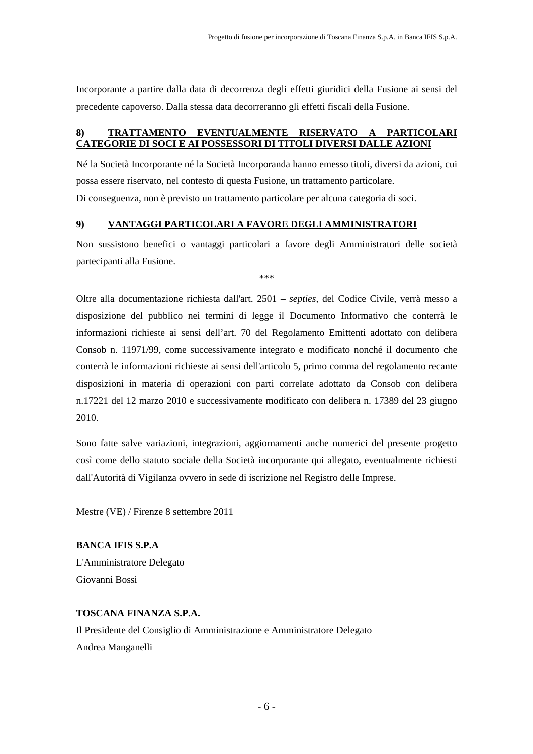Incorporante a partire dalla data di decorrenza degli effetti giuridici della Fusione ai sensi del precedente capoverso. Dalla stessa data decorreranno gli effetti fiscali della Fusione.

## 8) TRATTAMENTO EVENTUALMENTE RISERVATO A PARTICOLARI CATEGORIE DI SOCI E AI POSSESSORI DI TITOLI DIVERSI DALLE AZIONI

Né la Società Incorporante né la Società Incorporanda hanno emesso titoli, diversi da azioni, cui possa essere riservato, nel contesto di questa Fusione, un trattamento particolare.
Di conseguenza, non è previsto un trattamento particolare per alcuna categoria di soci.

## 9) VANTAGGI PARTICOLARI A FAVORE DEGLI AMMINISTRATORI

Non sussistono benefici o vantaggi particolari a favore degli Amministratori delle società partecipanti alla Fusione.

\*\*\*

Oltre alla documentazione richiesta dall'art. 2501 – *septies*, del Codice Civile, verrà messo a disposizione del pubblico nei termini di legge il Documento Informativo che conterrà le informazioni richieste ai sensi dell’art. 70 del Regolamento Emittenti adottato con delibera Consob n. 11971/99, come successivamente integrato e modificato nonché il documento che conterrà le informazioni richieste ai sensi dell'articolo 5, primo comma del regolamento recante disposizioni in materia di operazioni con parti correlate adottato da Consob con delibera n.17221 del 12 marzo 2010 e successivamente modificato con delibera n. 17389 del 23 giugno 2010.

Sono fatte salve variazioni, integrazioni, aggiornamenti anche numerici del presente progetto così come dello statuto sociale della Società incorporante qui allegato, eventualmente richiesti dall'Autorità di Vigilanza ovvero in sede di iscrizione nel Registro delle Imprese.

Mestre (VE) / Firenze 8 settembre 2011

**BANCA IFIS S.P.A**
L'Amministratore Delegato
Giovanni Bossi

**TOSCANA FINANZA S.P.A.**
Il Presidente del Consiglio di Amministrazione e Amministratore Delegato
Andrea Manganelli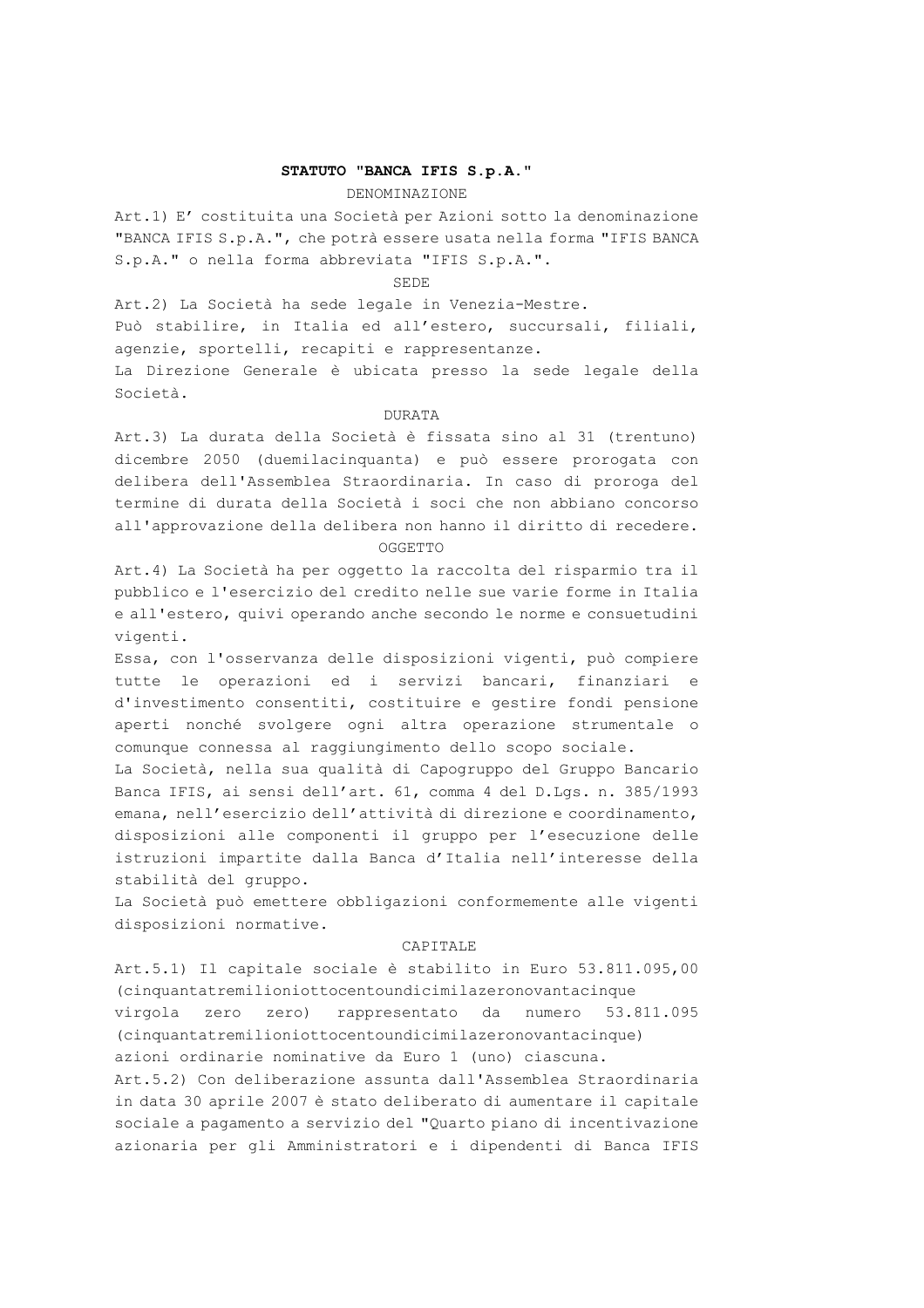**STATUTO "BANCA IFIS S.p.A."**

DENOMINAZIONE

Art.1) E' costituita una Società per Azioni sotto la denominazione "BANCA IFIS S.p.A.", che potrà essere usata nella forma "IFIS BANCA S.p.A." o nella forma abbreviata "IFIS S.p.A.".

SEDE

Art.2) La Società ha sede legale in Venezia-Mestre.
Può stabilire, in Italia ed all'estero, succursali, filiali, agenzie, sportelli, recapiti e rappresentanze.
La Direzione Generale è ubicata presso la sede legale della Società.

DURATA

Art.3) La durata della Società è fissata sino al 31 (trentuno) dicembre 2050 (duemilacinquanta) e può essere prorogata con delibera dell'Assemblea Straordinaria. In caso di proroga del termine di durata della Società i soci che non abbiano concorso all'approvazione della delibera non hanno il diritto di recedere.

OGGETTO

Art.4) La Società ha per oggetto la raccolta del risparmio tra il pubblico e l'esercizio del credito nelle sue varie forme in Italia e all'estero, quivi operando anche secondo le norme e consuetudini vigenti.
Essa, con l'osservanza delle disposizioni vigenti, può compiere tutte le operazioni ed i servizi bancari, finanziari e d'investimento consentiti, costituire e gestire fondi pensione aperti nonché svolgere ogni altra operazione strumentale o comunque connessa al raggiungimento dello scopo sociale.
La Società, nella sua qualità di Capogruppo del Gruppo Bancario Banca IFIS, ai sensi dell'art. 61, comma 4 del D.Lgs. n. 385/1993 emana, nell'esercizio dell'attività di direzione e coordinamento, disposizioni alle componenti il gruppo per l'esecuzione delle istruzioni impartite dalla Banca d'Italia nell'interesse della stabilità del gruppo.
La Società può emettere obbligazioni conformemente alle vigenti disposizioni normative.

CAPITALE

Art.5.1) Il capitale sociale è stabilito in Euro 53.811.095,00 (cinquantatremilioniottocentoundicimilazeronovantacinque virgola zero zero) rappresentato da numero 53.811.095 (cinquantatremilioniottocentoundicimilazeronovantacinque) azioni ordinarie nominative da Euro 1 (uno) ciascuna.
Art.5.2) Con deliberazione assunta dall'Assemblea Straordinaria in data 30 aprile 2007 è stato deliberato di aumentare il capitale sociale a pagamento a servizio del "Quarto piano di incentivazione azionaria per gli Amministratori e i dipendenti di Banca IFIS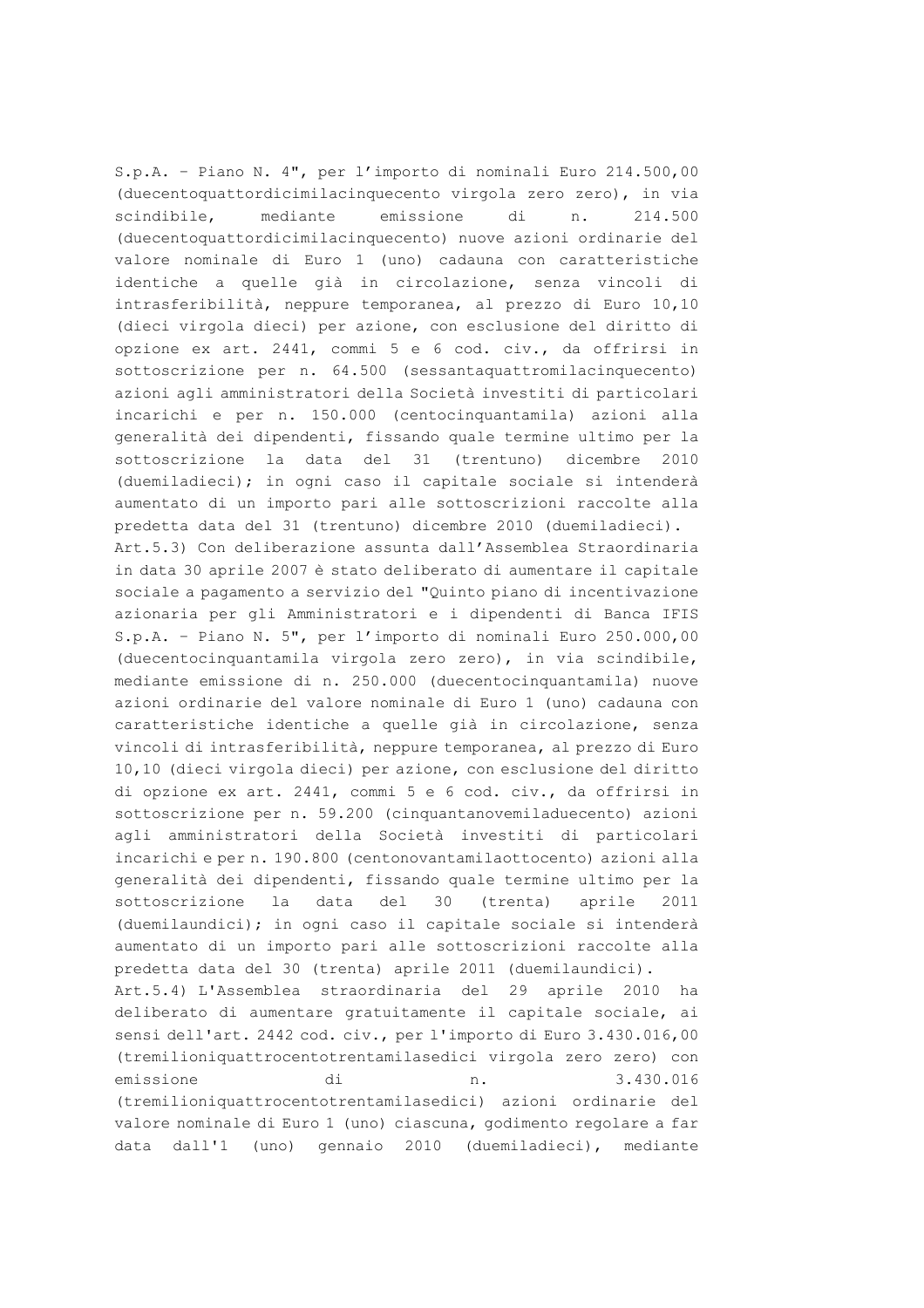S.p.A. – Piano N. 4", per l'importo di nominali Euro 214.500,00 (duecentoquattordicimilacinquecento virgola zero zero), in via scindibile, mediante emissione di n. 214.500 (duecentoquattordicimilacinquecento) nuove azioni ordinarie del valore nominale di Euro 1 (uno) cadauna con caratteristiche identiche a quelle già in circolazione, senza vincoli di intrasferibilità, neppure temporanea, al prezzo di Euro 10,10 (dieci virgola dieci) per azione, con esclusione del diritto di opzione ex art. 2441, commi 5 e 6 cod. civ., da offrirsi in sottoscrizione per n. 64.500 (sessantaquattromilacinquecento) azioni agli amministratori della Società investiti di particolari incarichi e per n. 150.000 (centocinquantamila) azioni alla generalità dei dipendenti, fissando quale termine ultimo per la sottoscrizione la data del 31 (trentuno) dicembre 2010 (duemiladieci); in ogni caso il capitale sociale si intenderà aumentato di un importo pari alle sottoscrizioni raccolte alla predetta data del 31 (trentuno) dicembre 2010 (duemiladieci).

Art.5.3) Con deliberazione assunta dall'Assemblea Straordinaria in data 30 aprile 2007 è stato deliberato di aumentare il capitale sociale a pagamento a servizio del "Quinto piano di incentivazione azionaria per gli Amministratori e i dipendenti di Banca IFIS S.p.A. – Piano N. 5", per l'importo di nominali Euro 250.000,00 (duecentocinquantamila virgola zero zero), in via scindibile, mediante emissione di n. 250.000 (duecentocinquantamila) nuove azioni ordinarie del valore nominale di Euro 1 (uno) cadauna con caratteristiche identiche a quelle già in circolazione, senza vincoli di intrasferibilità, neppure temporanea, al prezzo di Euro 10,10 (dieci virgola dieci) per azione, con esclusione del diritto di opzione ex art. 2441, commi 5 e 6 cod. civ., da offrirsi in sottoscrizione per n. 59.200 (cinquantanovemiladuecento) azioni agli amministratori della Società investiti di particolari incarichi e per n. 190.800 (centonovantamilaottocento) azioni alla generalità dei dipendenti, fissando quale termine ultimo per la sottoscrizione la data del 30 (trenta) aprile 2011 (duemilaundici); in ogni caso il capitale sociale si intenderà aumentato di un importo pari alle sottoscrizioni raccolte alla predetta data del 30 (trenta) aprile 2011 (duemilaundici).

Art.5.4) L'Assemblea straordinaria del 29 aprile 2010 ha deliberato di aumentare gratuitamente il capitale sociale, ai sensi dell'art. 2442 cod. civ., per l'importo di Euro 3.430.016,00 (tremilioniquattrocentotrentamilasedici virgola zero zero) con emissione di n. 3.430.016 (tremilioniquattrocentotrentamilasedici) azioni ordinarie del valore nominale di Euro 1 (uno) ciascuna, godimento regolare a far data dall'1 (uno) gennaio 2010 (duemiladieci), mediante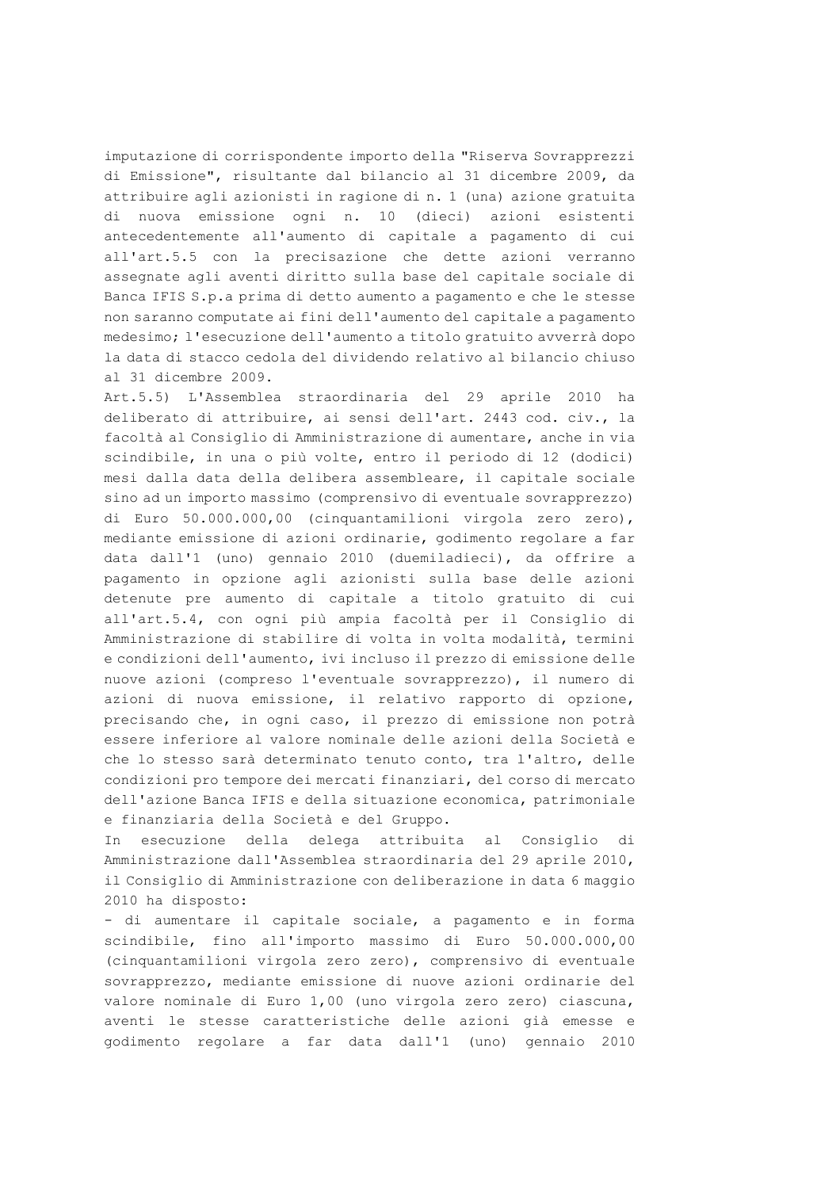imputazione di corrispondente importo della "Riserva Sovrapprezzi di Emissione", risultante dal bilancio al 31 dicembre 2009, da attribuire agli azionisti in ragione di n. 1 (una) azione gratuita di nuova emissione ogni n. 10 (dieci) azioni esistenti antecedentemente all'aumento di capitale a pagamento di cui all'art.5.5 con la precisazione che dette azioni verranno assegnate agli aventi diritto sulla base del capitale sociale di Banca IFIS S.p.a prima di detto aumento a pagamento e che le stesse non saranno computate ai fini dell'aumento del capitale a pagamento medesimo; l'esecuzione dell'aumento a titolo gratuito avverrà dopo la data di stacco cedola del dividendo relativo al bilancio chiuso al 31 dicembre 2009.

Art.5.5) L'Assemblea straordinaria del 29 aprile 2010 ha deliberato di attribuire, ai sensi dell'art. 2443 cod. civ., la facoltà al Consiglio di Amministrazione di aumentare, anche in via scindibile, in una o più volte, entro il periodo di 12 (dodici) mesi dalla data della delibera assembleare, il capitale sociale sino ad un importo massimo (comprensivo di eventuale sovrapprezzo) di Euro 50.000.000,00 (cinquantamilioni virgola zero zero), mediante emissione di azioni ordinarie, godimento regolare a far data dall'1 (uno) gennaio 2010 (duemiladieci), da offrire a pagamento in opzione agli azionisti sulla base delle azioni detenute pre aumento di capitale a titolo gratuito di cui all'art.5.4, con ogni più ampia facoltà per il Consiglio di Amministrazione di stabilire di volta in volta modalità, termini e condizioni dell'aumento, ivi incluso il prezzo di emissione delle nuove azioni (compreso l'eventuale sovrapprezzo), il numero di azioni di nuova emissione, il relativo rapporto di opzione, precisando che, in ogni caso, il prezzo di emissione non potrà essere inferiore al valore nominale delle azioni della Società e che lo stesso sarà determinato tenuto conto, tra l'altro, delle condizioni pro tempore dei mercati finanziari, del corso di mercato dell'azione Banca IFIS e della situazione economica, patrimoniale e finanziaria della Società e del Gruppo.

In esecuzione della delega attribuita al Consiglio di Amministrazione dall'Assemblea straordinaria del 29 aprile 2010, il Consiglio di Amministrazione con deliberazione in data 6 maggio 2010 ha disposto:

- di aumentare il capitale sociale, a pagamento e in forma scindibile, fino all'importo massimo di Euro 50.000.000,00 (cinquantamilioni virgola zero zero), comprensivo di eventuale sovrapprezzo, mediante emissione di nuove azioni ordinarie del valore nominale di Euro 1,00 (uno virgola zero zero) ciascuna, aventi le stesse caratteristiche delle azioni già emesse e godimento regolare a far data dall'1 (uno) gennaio 2010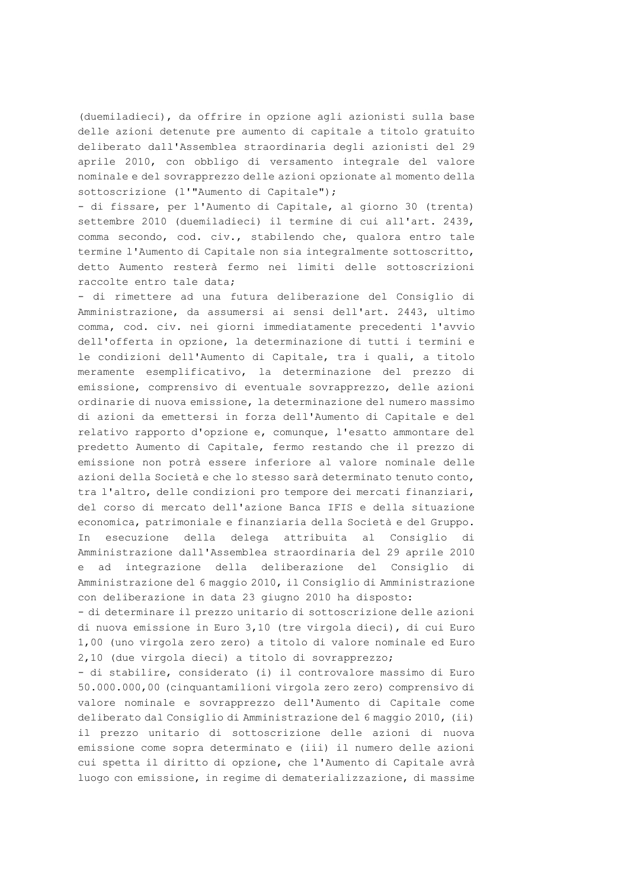(duemiladieci), da offrire in opzione agli azionisti sulla base delle azioni detenute pre aumento di capitale a titolo gratuito deliberato dall'Assemblea straordinaria degli azionisti del 29 aprile 2010, con obbligo di versamento integrale del valore nominale e del sovrapprezzo delle azioni opzionate al momento della sottoscrizione (l'"Aumento di Capitale");

- di fissare, per l'Aumento di Capitale, al giorno 30 (trenta) settembre 2010 (duemiladieci) il termine di cui all'art. 2439, comma secondo, cod. civ., stabilendo che, qualora entro tale termine l'Aumento di Capitale non sia integralmente sottoscritto, detto Aumento resterà fermo nei limiti delle sottoscrizioni raccolte entro tale data;
- di rimettere ad una futura deliberazione del Consiglio di Amministrazione, da assumersi ai sensi dell'art. 2443, ultimo comma, cod. civ. nei giorni immediatamente precedenti l'avvio dell'offerta in opzione, la determinazione di tutti i termini e le condizioni dell'Aumento di Capitale, tra i quali, a titolo meramente esemplificativo, la determinazione del prezzo di emissione, comprensivo di eventuale sovrapprezzo, delle azioni ordinarie di nuova emissione, la determinazione del numero massimo di azioni da emettersi in forza dell'Aumento di Capitale e del relativo rapporto d'opzione e, comunque, l'esatto ammontare del predetto Aumento di Capitale, fermo restando che il prezzo di emissione non potrà essere inferiore al valore nominale delle azioni della Società e che lo stesso sarà determinato tenuto conto, tra l'altro, delle condizioni pro tempore dei mercati finanziari, del corso di mercato dell'azione Banca IFIS e della situazione economica, patrimoniale e finanziaria della Società e del Gruppo.

In esecuzione della delega attribuita al Consiglio di Amministrazione dall'Assemblea straordinaria del 29 aprile 2010 e ad integrazione della deliberazione del Consiglio di Amministrazione del 6 maggio 2010, il Consiglio di Amministrazione con deliberazione in data 23 giugno 2010 ha disposto:

- di determinare il prezzo unitario di sottoscrizione delle azioni di nuova emissione in Euro 3,10 (tre virgola dieci), di cui Euro 1,00 (uno virgola zero zero) a titolo di valore nominale ed Euro 2,10 (due virgola dieci) a titolo di sovrapprezzo;
- di stabilire, considerato (i) il controvalore massimo di Euro 50.000.000,00 (cinquantamilioni virgola zero zero) comprensivo di valore nominale e sovrapprezzo dell'Aumento di Capitale come deliberato dal Consiglio di Amministrazione del 6 maggio 2010, (ii) il prezzo unitario di sottoscrizione delle azioni di nuova emissione come sopra determinato e (iii) il numero delle azioni cui spetta il diritto di opzione, che l'Aumento di Capitale avrà luogo con emissione, in regime di dematerializzazione, di massime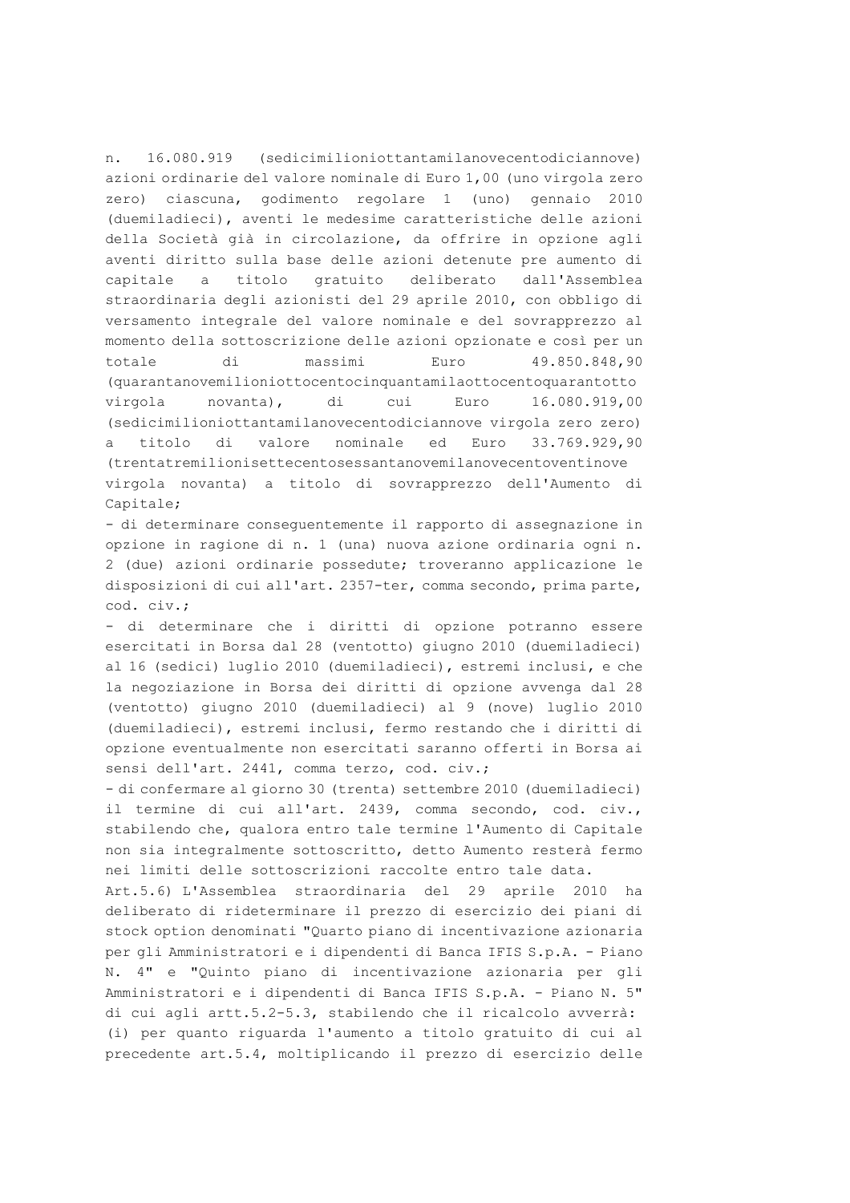n. 16.080.919 (sedicimilioniottantamilanovecentodiciannove) azioni ordinarie del valore nominale di Euro 1,00 (uno virgola zero zero) ciascuna, godimento regolare 1 (uno) gennaio 2010 (duemiladieci), aventi le medesime caratteristiche delle azioni della Società già in circolazione, da offrire in opzione agli aventi diritto sulla base delle azioni detenute pre aumento di capitale a titolo gratuito deliberato dall'Assemblea straordinaria degli azionisti del 29 aprile 2010, con obbligo di versamento integrale del valore nominale e del sovrapprezzo al momento della sottoscrizione delle azioni opzionate e così per un totale di massimi Euro 49.850.848,90 (quarantanovemilioniottocentocinquantamilaottocentoquarantotto virgola novanta), di cui Euro 16.080.919,00 (sedicimilioniottantamilanovecentodiciannove virgola zero zero) a titolo di valore nominale ed Euro 33.769.929,90 (trentatremilionisettecentosessantanovemilanovecentoventinove virgola novanta) a titolo di sovrapprezzo dell'Aumento di Capitale;

- di determinare conseguentemente il rapporto di assegnazione in opzione in ragione di n. 1 (una) nuova azione ordinaria ogni n. 2 (due) azioni ordinarie possedute; troveranno applicazione le disposizioni di cui all'art. 2357-ter, comma secondo, prima parte, cod. civ.;
- di determinare che i diritti di opzione potranno essere esercitati in Borsa dal 28 (ventotto) giugno 2010 (duemiladieci) al 16 (sedici) luglio 2010 (duemiladieci), estremi inclusi, e che la negoziazione in Borsa dei diritti di opzione avvenga dal 28 (ventotto) giugno 2010 (duemiladieci) al 9 (nove) luglio 2010 (duemiladieci), estremi inclusi, fermo restando che i diritti di opzione eventualmente non esercitati saranno offerti in Borsa ai sensi dell'art. 2441, comma terzo, cod. civ.;
- di confermare al giorno 30 (trenta) settembre 2010 (duemiladieci) il termine di cui all'art. 2439, comma secondo, cod. civ., stabilendo che, qualora entro tale termine l'Aumento di Capitale non sia integralmente sottoscritto, detto Aumento resterà fermo nei limiti delle sottoscrizioni raccolte entro tale data.

Art.5.6) L'Assemblea straordinaria del 29 aprile 2010 ha deliberato di rideterminare il prezzo di esercizio dei piani di stock option denominati "Quarto piano di incentivazione azionaria per gli Amministratori e i dipendenti di Banca IFIS S.p.A. - Piano N. 4" e "Quinto piano di incentivazione azionaria per gli Amministratori e i dipendenti di Banca IFIS S.p.A. - Piano N. 5" di cui agli artt.5.2-5.3, stabilendo che il ricalcolo avverrà:

(i) per quanto riguarda l'aumento a titolo gratuito di cui al precedente art.5.4, moltiplicando il prezzo di esercizio delle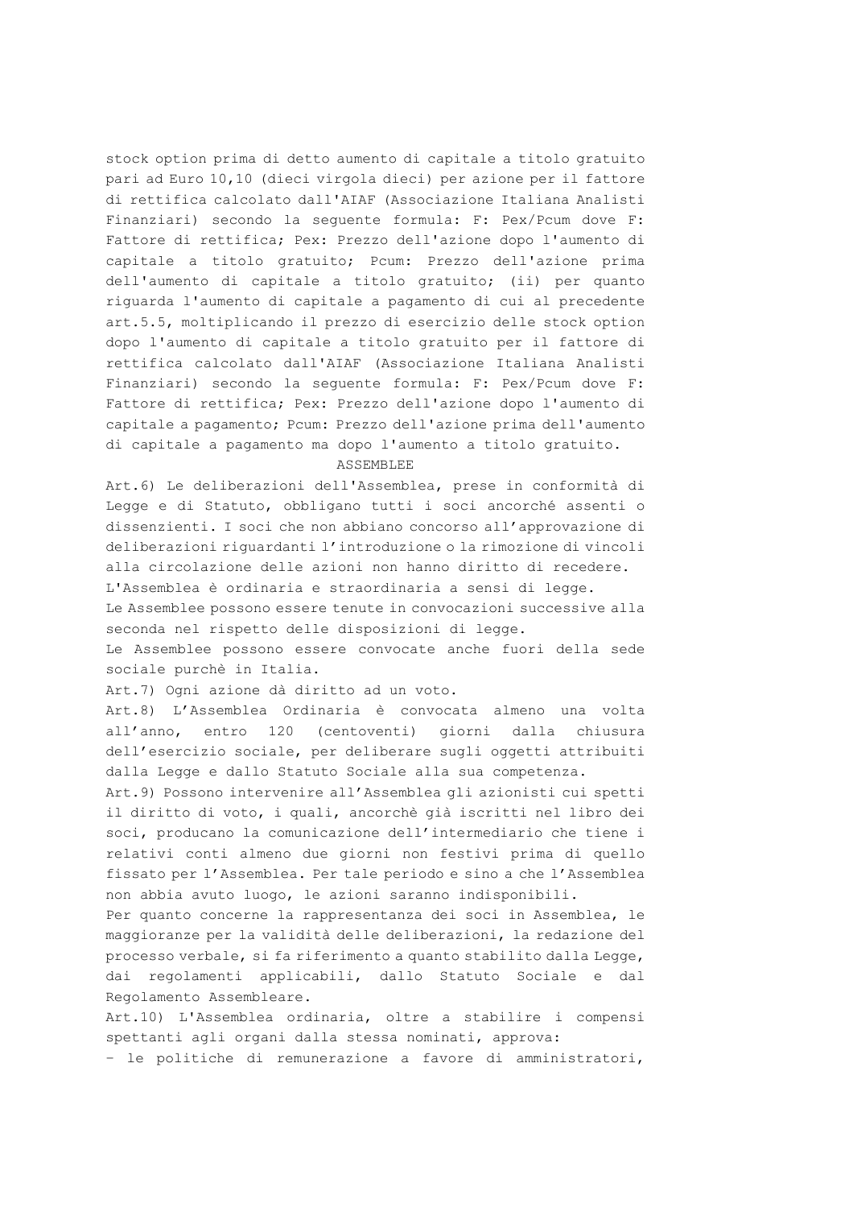stock option prima di detto aumento di capitale a titolo gratuito pari ad Euro 10,10 (dieci virgola dieci) per azione per il fattore di rettifica calcolato dall'AIAF (Associazione Italiana Analisti Finanziari) secondo la seguente formula: F: Pex/Pcum dove F: Fattore di rettifica; Pex: Prezzo dell'azione dopo l'aumento di capitale a titolo gratuito; Pcum: Prezzo dell'azione prima dell'aumento di capitale a titolo gratuito; (ii) per quanto riguarda l'aumento di capitale a pagamento di cui al precedente art.5.5, moltiplicando il prezzo di esercizio delle stock option dopo l'aumento di capitale a titolo gratuito per il fattore di rettifica calcolato dall'AIAF (Associazione Italiana Analisti Finanziari) secondo la seguente formula: F: Pex/Pcum dove F: Fattore di rettifica; Pex: Prezzo dell'azione dopo l'aumento di capitale a pagamento; Pcum: Prezzo dell'azione prima dell'aumento di capitale a pagamento ma dopo l'aumento a titolo gratuito.

## ASSEMBLEE

Art.6) Le deliberazioni dell'Assemblea, prese in conformità di Legge e di Statuto, obbligano tutti i soci ancorché assenti o dissenzienti. I soci che non abbiano concorso all'approvazione di deliberazioni riguardanti l'introduzione o la rimozione di vincoli alla circolazione delle azioni non hanno diritto di recedere.

L'Assemblea è ordinaria e straordinaria a sensi di legge.

Le Assemblee possono essere tenute in convocazioni successive alla seconda nel rispetto delle disposizioni di legge.

Le Assemblee possono essere convocate anche fuori della sede sociale purchè in Italia.

Art.7) Ogni azione dà diritto ad un voto.

Art.8) L'Assemblea Ordinaria è convocata almeno una volta all'anno, entro 120 (centoventi) giorni dalla chiusura dell'esercizio sociale, per deliberare sugli oggetti attribuiti dalla Legge e dallo Statuto Sociale alla sua competenza.

Art.9) Possono intervenire all'Assemblea gli azionisti cui spetti il diritto di voto, i quali, ancorchè già iscritti nel libro dei soci, producano la comunicazione dell'intermediario che tiene i relativi conti almeno due giorni non festivi prima di quello fissato per l'Assemblea. Per tale periodo e sino a che l'Assemblea non abbia avuto luogo, le azioni saranno indisponibili.

Per quanto concerne la rappresentanza dei soci in Assemblea, le maggioranze per la validità delle deliberazioni, la redazione del processo verbale, si fa riferimento a quanto stabilito dalla Legge, dai regolamenti applicabili, dallo Statuto Sociale e dal Regolamento Assembleare.

Art.10) L'Assemblea ordinaria, oltre a stabilire i compensi spettanti agli organi dalla stessa nominati, approva:

- le politiche di remunerazione a favore di amministratori,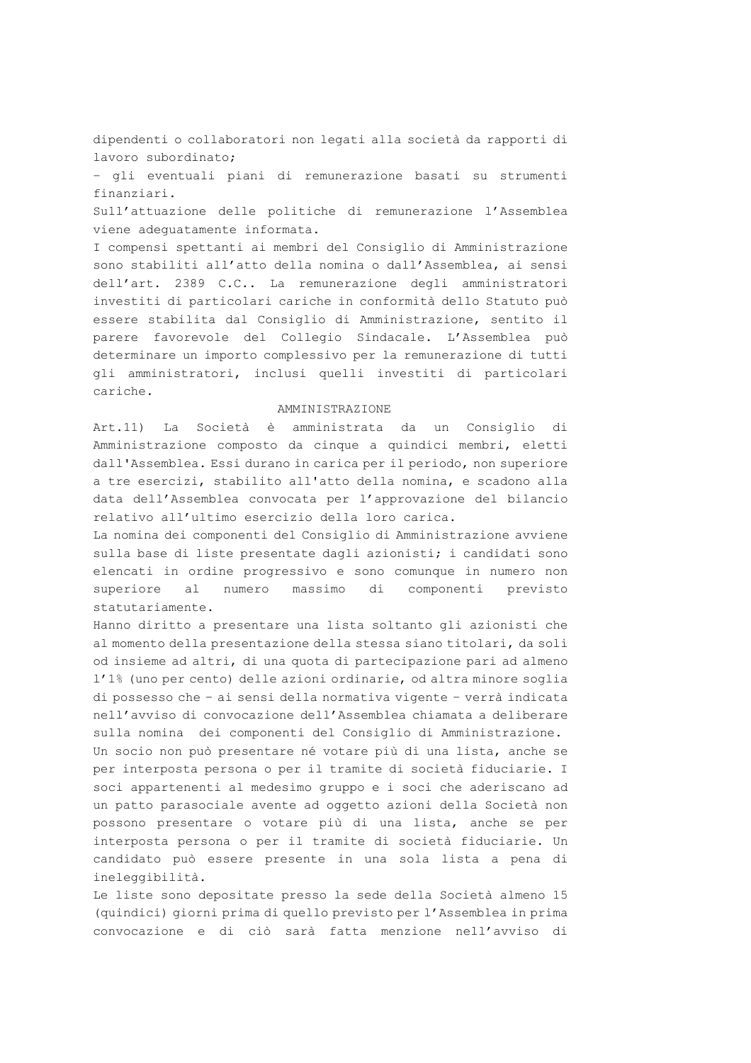dipendenti o collaboratori non legati alla società da rapporti di lavoro subordinato;

- gli eventuali piani di remunerazione basati su strumenti finanziari.

Sull'attuazione delle politiche di remunerazione l'Assemblea viene adeguatamente informata.

I compensi spettanti ai membri del Consiglio di Amministrazione sono stabiliti all'atto della nomina o dall'Assemblea, ai sensi dell'art. 2389 C.C.. La remunerazione degli amministratori investiti di particolari cariche in conformità dello Statuto può essere stabilita dal Consiglio di Amministrazione, sentito il parere favorevole del Collegio Sindacale. L'Assemblea può determinare un importo complessivo per la remunerazione di tutti gli amministratori, inclusi quelli investiti di particolari cariche.

## AMMINISTRAZIONE

Art.11) La Società è amministrata da un Consiglio di Amministrazione composto da cinque a quindici membri, eletti dall'Assemblea. Essi durano in carica per il periodo, non superiore a tre esercizi, stabilito all'atto della nomina, e scadono alla data dell'Assemblea convocata per l'approvazione del bilancio relativo all'ultimo esercizio della loro carica.

La nomina dei componenti del Consiglio di Amministrazione avviene sulla base di liste presentate dagli azionisti; i candidati sono elencati in ordine progressivo e sono comunque in numero non superiore al numero massimo di componenti previsto statutariamente.

Hanno diritto a presentare una lista soltanto gli azionisti che al momento della presentazione della stessa siano titolari, da soli od insieme ad altri, di una quota di partecipazione pari ad almeno l'1% (uno per cento) delle azioni ordinarie, od altra minore soglia di possesso che - ai sensi della normativa vigente - verrà indicata nell'avviso di convocazione dell'Assemblea chiamata a deliberare sulla nomina dei componenti del Consiglio di Amministrazione.

Un socio non può presentare né votare più di una lista, anche se per interposta persona o per il tramite di società fiduciarie. I soci appartenenti al medesimo gruppo e i soci che aderiscano ad un patto parasociale avente ad oggetto azioni della Società non possono presentare o votare più di una lista, anche se per interposta persona o per il tramite di società fiduciarie. Un candidato può essere presente in una sola lista a pena di ineleggibilità.

Le liste sono depositate presso la sede della Società almeno 15 (quindici) giorni prima di quello previsto per l'Assemblea in prima convocazione e di ciò sarà fatta menzione nell'avviso di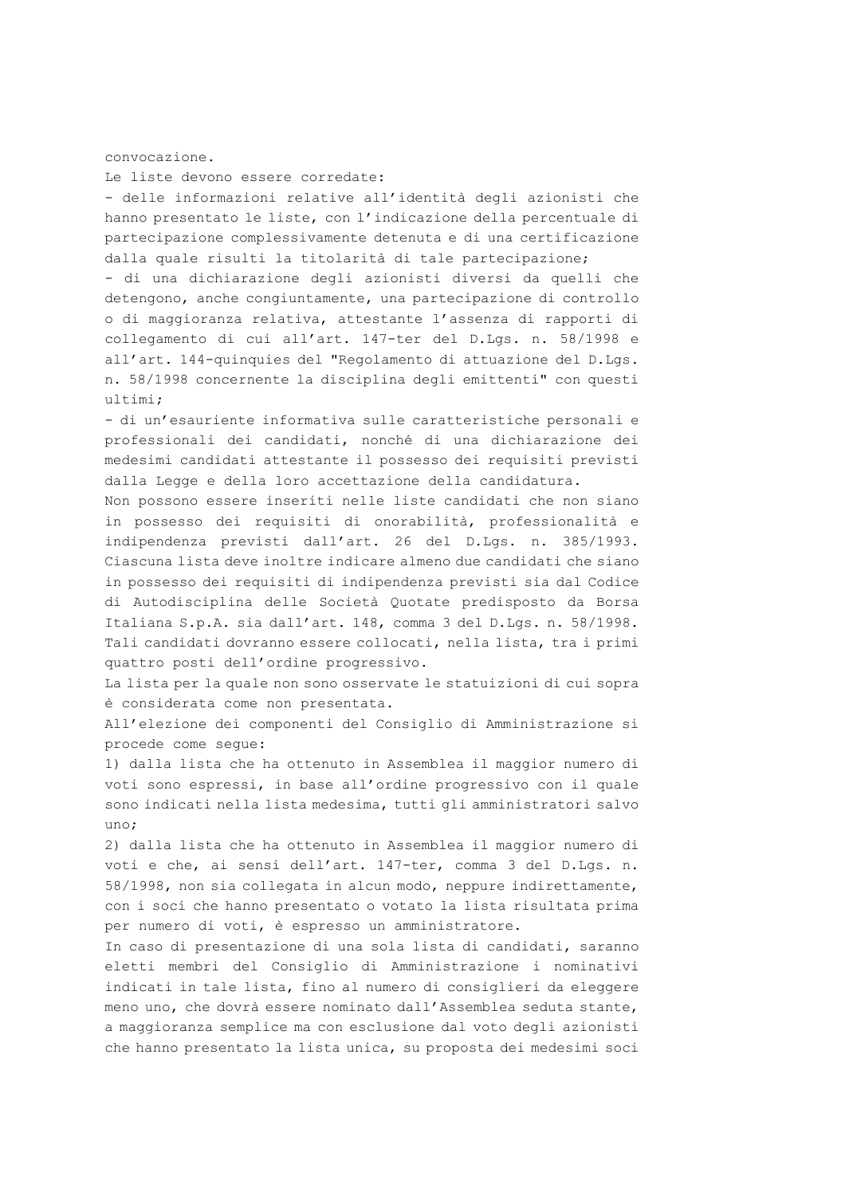convocazione.

Le liste devono essere corredate:

- delle informazioni relative all'identità degli azionisti che hanno presentato le liste, con l'indicazione della percentuale di partecipazione complessivamente detenuta e di una certificazione dalla quale risulti la titolarità di tale partecipazione;
- di una dichiarazione degli azionisti diversi da quelli che detengono, anche congiuntamente, una partecipazione di controllo o di maggioranza relativa, attestante l'assenza di rapporti di collegamento di cui all'art. 147-ter del D.Lgs. n. 58/1998 e all'art. 144-quinquies del "Regolamento di attuazione del D.Lgs. n. 58/1998 concernente la disciplina degli emittenti" con questi ultimi;
- di un'esauriente informativa sulle caratteristiche personali e professionali dei candidati, nonché di una dichiarazione dei medesimi candidati attestante il possesso dei requisiti previsti dalla Legge e della loro accettazione della candidatura.

Non possono essere inseriti nelle liste candidati che non siano in possesso dei requisiti di onorabilità, professionalità e indipendenza previsti dall'art. 26 del D.Lgs. n. 385/1993. Ciascuna lista deve inoltre indicare almeno due candidati che siano in possesso dei requisiti di indipendenza previsti sia dal Codice di Autodisciplina delle Società Quotate predisposto da Borsa Italiana S.p.A. sia dall'art. 148, comma 3 del D.Lgs. n. 58/1998. Tali candidati dovranno essere collocati, nella lista, tra i primi quattro posti dell'ordine progressivo.

La lista per la quale non sono osservate le statuizioni di cui sopra è considerata come non presentata.

All'elezione dei componenti del Consiglio di Amministrazione si procede come segue:

1) dalla lista che ha ottenuto in Assemblea il maggior numero di voti sono espressi, in base all'ordine progressivo con il quale sono indicati nella lista medesima, tutti gli amministratori salvo uno;

2) dalla lista che ha ottenuto in Assemblea il maggior numero di voti e che, ai sensi dell'art. 147-ter, comma 3 del D.Lgs. n. 58/1998, non sia collegata in alcun modo, neppure indirettamente, con i soci che hanno presentato o votato la lista risultata prima per numero di voti, è espresso un amministratore.

In caso di presentazione di una sola lista di candidati, saranno eletti membri del Consiglio di Amministrazione i nominativi indicati in tale lista, fino al numero di consiglieri da eleggere meno uno, che dovrà essere nominato dall'Assemblea seduta stante, a maggioranza semplice ma con esclusione dal voto degli azionisti che hanno presentato la lista unica, su proposta dei medesimi soci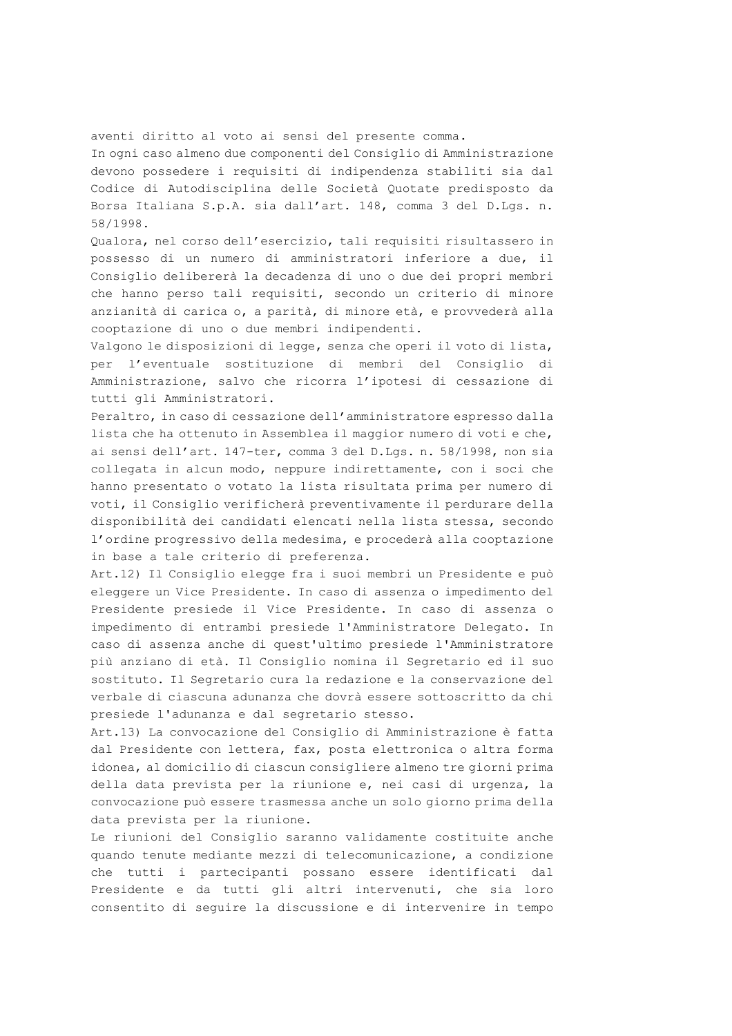aventi diritto al voto ai sensi del presente comma.

In ogni caso almeno due componenti del Consiglio di Amministrazione devono possedere i requisiti di indipendenza stabiliti sia dal Codice di Autodisciplina delle Società Quotate predisposto da Borsa Italiana S.p.A. sia dall'art. 148, comma 3 del D.Lgs. n. 58/1998.

Qualora, nel corso dell'esercizio, tali requisiti risultassero in possesso di un numero di amministratori inferiore a due, il Consiglio delibererà la decadenza di uno o due dei propri membri che hanno perso tali requisiti, secondo un criterio di minore anzianità di carica o, a parità, di minore età, e provvederà alla cooptazione di uno o due membri indipendenti.

Valgono le disposizioni di legge, senza che operi il voto di lista, per l'eventuale sostituzione di membri del Consiglio di Amministrazione, salvo che ricorra l'ipotesi di cessazione di tutti gli Amministratori.

Peraltro, in caso di cessazione dell'amministratore espresso dalla lista che ha ottenuto in Assemblea il maggior numero di voti e che, ai sensi dell'art. 147-ter, comma 3 del D.Lgs. n. 58/1998, non sia collegata in alcun modo, neppure indirettamente, con i soci che hanno presentato o votato la lista risultata prima per numero di voti, il Consiglio verificherà preventivamente il perdurare della disponibilità dei candidati elencati nella lista stessa, secondo l'ordine progressivo della medesima, e procederà alla cooptazione in base a tale criterio di preferenza.

Art.12) Il Consiglio elegge fra i suoi membri un Presidente e può eleggere un Vice Presidente. In caso di assenza o impedimento del Presidente presiede il Vice Presidente. In caso di assenza o impedimento di entrambi presiede l'Amministratore Delegato. In caso di assenza anche di quest'ultimo presiede l'Amministratore più anziano di età. Il Consiglio nomina il Segretario ed il suo sostituto. Il Segretario cura la redazione e la conservazione del verbale di ciascuna adunanza che dovrà essere sottoscritto da chi presiede l'adunanza e dal segretario stesso.

Art.13) La convocazione del Consiglio di Amministrazione è fatta dal Presidente con lettera, fax, posta elettronica o altra forma idonea, al domicilio di ciascun consigliere almeno tre giorni prima della data prevista per la riunione e, nei casi di urgenza, la convocazione può essere trasmessa anche un solo giorno prima della data prevista per la riunione.

Le riunioni del Consiglio saranno validamente costituite anche quando tenute mediante mezzi di telecomunicazione, a condizione che tutti i partecipanti possano essere identificati dal Presidente e da tutti gli altri intervenuti, che sia loro consentito di seguire la discussione e di intervenire in tempo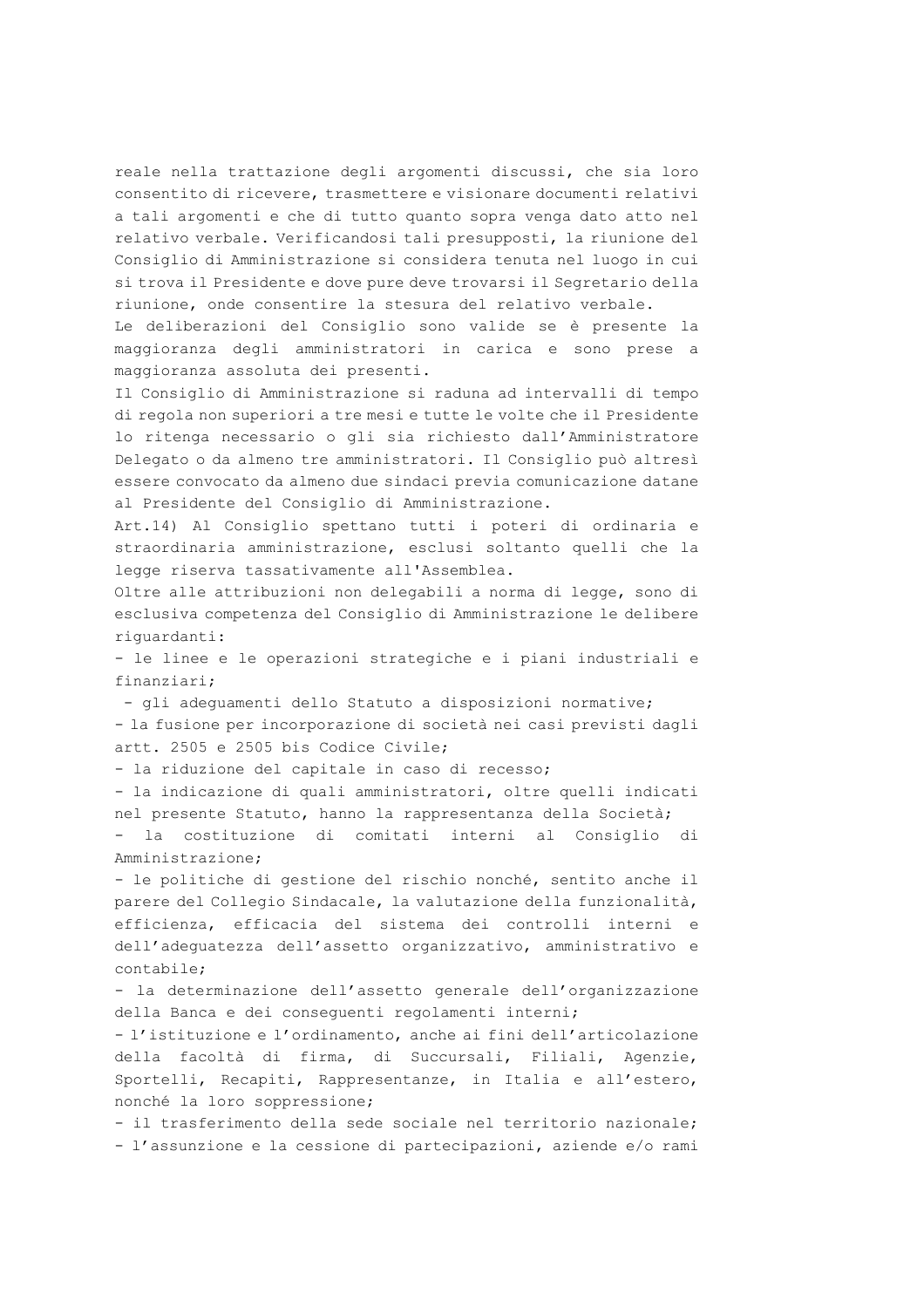reale nella trattazione degli argomenti discussi, che sia loro consentito di ricevere, trasmettere e visionare documenti relativi a tali argomenti e che di tutto quanto sopra venga dato atto nel relativo verbale. Verificandosi tali presupposti, la riunione del Consiglio di Amministrazione si considera tenuta nel luogo in cui si trova il Presidente e dove pure deve trovarsi il Segretario della riunione, onde consentire la stesura del relativo verbale.

Le deliberazioni del Consiglio sono valide se è presente la maggioranza degli amministratori in carica e sono prese a maggioranza assoluta dei presenti.

Il Consiglio di Amministrazione si raduna ad intervalli di tempo di regola non superiori a tre mesi e tutte le volte che il Presidente lo ritenga necessario o gli sia richiesto dall'Amministratore Delegato o da almeno tre amministratori. Il Consiglio può altresì essere convocato da almeno due sindaci previa comunicazione datane al Presidente del Consiglio di Amministrazione.

Art.14) Al Consiglio spettano tutti i poteri di ordinaria e straordinaria amministrazione, esclusi soltanto quelli che la legge riserva tassativamente all'Assemblea.

Oltre alle attribuzioni non delegabili a norma di legge, sono di esclusiva competenza del Consiglio di Amministrazione le delibere riguardanti:

- le linee e le operazioni strategiche e i piani industriali e finanziari;
- gli adeguamenti dello Statuto a disposizioni normative;
- la fusione per incorporazione di società nei casi previsti dagli artt. 2505 e 2505 bis Codice Civile;
- la riduzione del capitale in caso di recesso;
- la indicazione di quali amministratori, oltre quelli indicati nel presente Statuto, hanno la rappresentanza della Società;
- la costituzione di comitati interni al Consiglio di Amministrazione;
- le politiche di gestione del rischio nonché, sentito anche il parere del Collegio Sindacale, la valutazione della funzionalità, efficienza, efficacia del sistema dei controlli interni e dell'adeguatezza dell'assetto organizzativo, amministrativo e contabile;
- la determinazione dell'assetto generale dell'organizzazione della Banca e dei conseguenti regolamenti interni;
- l'istituzione e l'ordinamento, anche ai fini dell'articolazione della facoltà di firma, di Succursali, Filiali, Agenzie, Sportelli, Recapiti, Rappresentanze, in Italia e all'estero, nonché la loro soppressione;
- il trasferimento della sede sociale nel territorio nazionale;
- l'assunzione e la cessione di partecipazioni, aziende e/o rami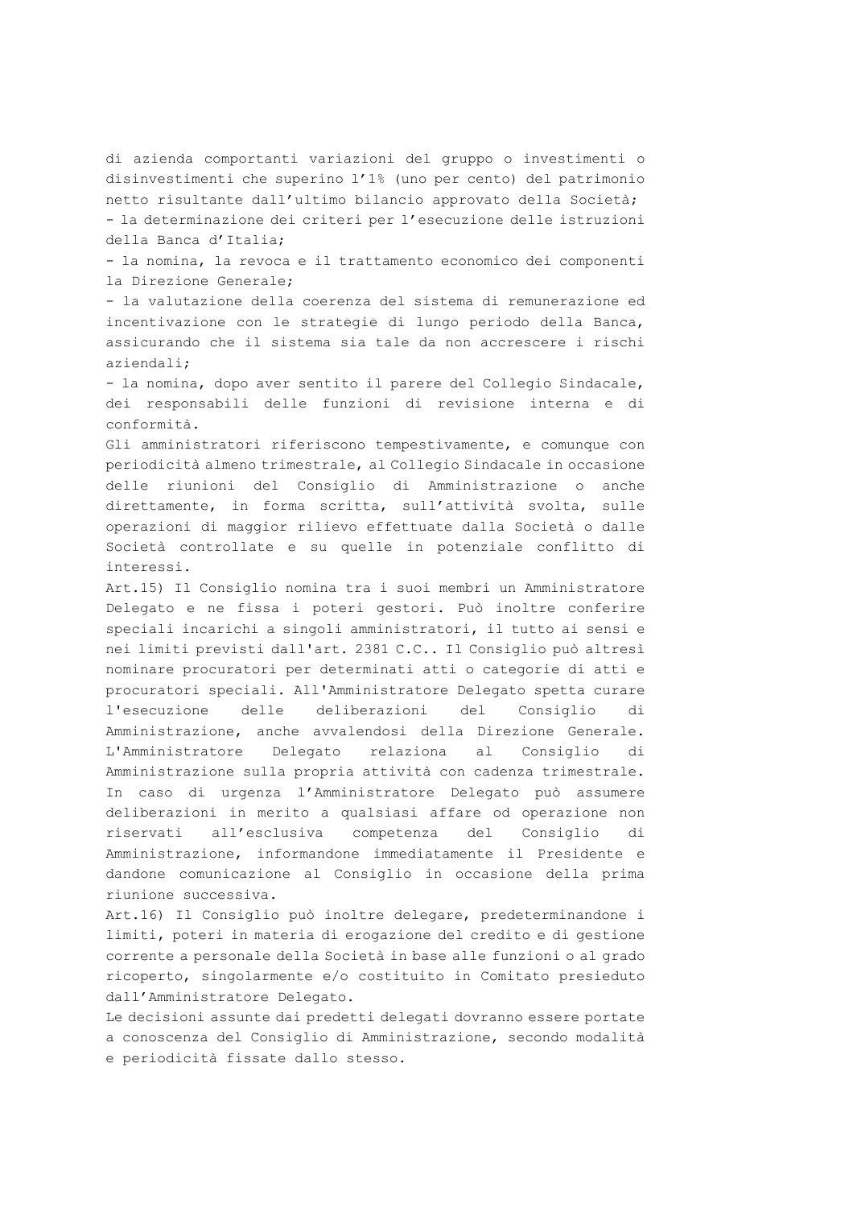di azienda comportanti variazioni del gruppo o investimenti o disinvestimenti che superino l'1% (uno per cento) del patrimonio netto risultante dall'ultimo bilancio approvato della Società;
- la determinazione dei criteri per l'esecuzione delle istruzioni della Banca d'Italia;
- la nomina, la revoca e il trattamento economico dei componenti la Direzione Generale;
- la valutazione della coerenza del sistema di remunerazione ed incentivazione con le strategie di lungo periodo della Banca, assicurando che il sistema sia tale da non accrescere i rischi aziendali;
- la nomina, dopo aver sentito il parere del Collegio Sindacale, dei responsabili delle funzioni di revisione interna e di conformità.

Gli amministratori riferiscono tempestivamente, e comunque con periodicità almeno trimestrale, al Collegio Sindacale in occasione delle riunioni del Consiglio di Amministrazione o anche direttamente, in forma scritta, sull'attività svolta, sulle operazioni di maggior rilievo effettuate dalla Società o dalle Società controllate e su quelle in potenziale conflitto di interessi.

Art.15) Il Consiglio nomina tra i suoi membri un Amministratore Delegato e ne fissa i poteri gestori. Può inoltre conferire speciali incarichi a singoli amministratori, il tutto ai sensi e nei limiti previsti dall'art. 2381 C.C.. Il Consiglio può altresì nominare procuratori per determinati atti o categorie di atti e procuratori speciali. All'Amministratore Delegato spetta curare l'esecuzione delle deliberazioni del Consiglio di Amministrazione, anche avvalendosi della Direzione Generale. L'Amministratore Delegato relaziona al Consiglio di Amministrazione sulla propria attività con cadenza trimestrale. In caso di urgenza l'Amministratore Delegato può assumere deliberazioni in merito a qualsiasi affare od operazione non riservati all'esclusiva competenza del Consiglio di Amministrazione, informandone immediatamente il Presidente e dandone comunicazione al Consiglio in occasione della prima riunione successiva.

Art.16) Il Consiglio può inoltre delegare, predeterminandone i limiti, poteri in materia di erogazione del credito e di gestione corrente a personale della Società in base alle funzioni o al grado ricoperto, singolarmente e/o costituito in Comitato presieduto dall'Amministratore Delegato.

Le decisioni assunte dai predetti delegati dovranno essere portate a conoscenza del Consiglio di Amministrazione, secondo modalità e periodicità fissate dallo stesso.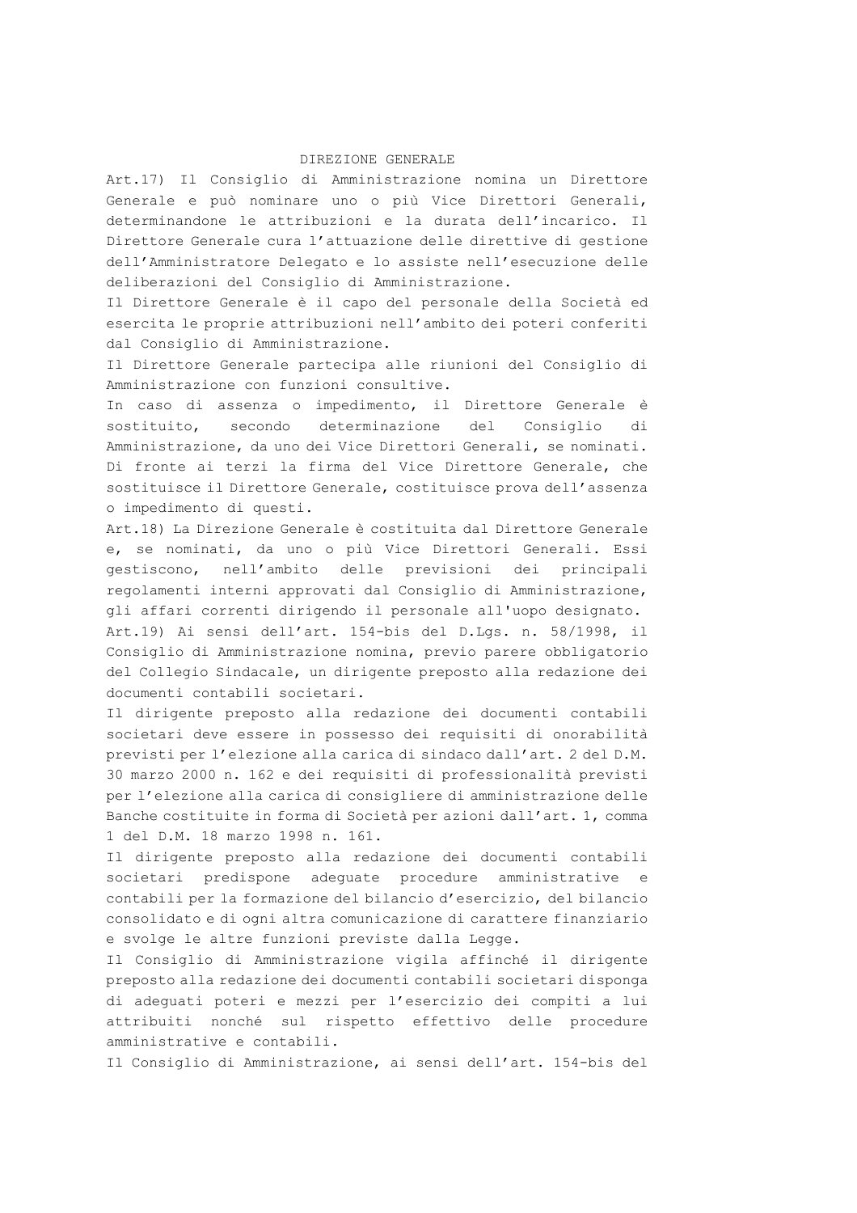## DIREZIONE GENERALE

Art.17) Il Consiglio di Amministrazione nomina un Direttore Generale e può nominare uno o più Vice Direttori Generali, determinandone le attribuzioni e la durata dell'incarico. Il Direttore Generale cura l'attuazione delle direttive di gestione dell'Amministratore Delegato e lo assiste nell'esecuzione delle deliberazioni del Consiglio di Amministrazione.

Il Direttore Generale è il capo del personale della Società ed esercita le proprie attribuzioni nell'ambito dei poteri conferiti dal Consiglio di Amministrazione.

Il Direttore Generale partecipa alle riunioni del Consiglio di Amministrazione con funzioni consultive.

In caso di assenza o impedimento, il Direttore Generale è sostituito, secondo determinazione del Consiglio di Amministrazione, da uno dei Vice Direttori Generali, se nominati. Di fronte ai terzi la firma del Vice Direttore Generale, che sostituisce il Direttore Generale, costituisce prova dell'assenza o impedimento di questi.

Art.18) La Direzione Generale è costituita dal Direttore Generale e, se nominati, da uno o più Vice Direttori Generali. Essi gestiscono, nell'ambito delle previsioni dei principali regolamenti interni approvati dal Consiglio di Amministrazione, gli affari correnti dirigendo il personale all'uopo designato.

Art.19) Ai sensi dell'art. 154-bis del D.Lgs. n. 58/1998, il Consiglio di Amministrazione nomina, previo parere obbligatorio del Collegio Sindacale, un dirigente preposto alla redazione dei documenti contabili societari.

Il dirigente preposto alla redazione dei documenti contabili societari deve essere in possesso dei requisiti di onorabilità previsti per l'elezione alla carica di sindaco dall'art. 2 del D.M. 30 marzo 2000 n. 162 e dei requisiti di professionalità previsti per l'elezione alla carica di consigliere di amministrazione delle Banche costituite in forma di Società per azioni dall'art. 1, comma 1 del D.M. 18 marzo 1998 n. 161.

Il dirigente preposto alla redazione dei documenti contabili societari predispone adeguate procedure amministrative e contabili per la formazione del bilancio d'esercizio, del bilancio consolidato e di ogni altra comunicazione di carattere finanziario e svolge le altre funzioni previste dalla Legge.

Il Consiglio di Amministrazione vigila affinché il dirigente preposto alla redazione dei documenti contabili societari disponga di adeguati poteri e mezzi per l'esercizio dei compiti a lui attribuiti nonché sul rispetto effettivo delle procedure amministrative e contabili.

Il Consiglio di Amministrazione, ai sensi dell'art. 154-bis del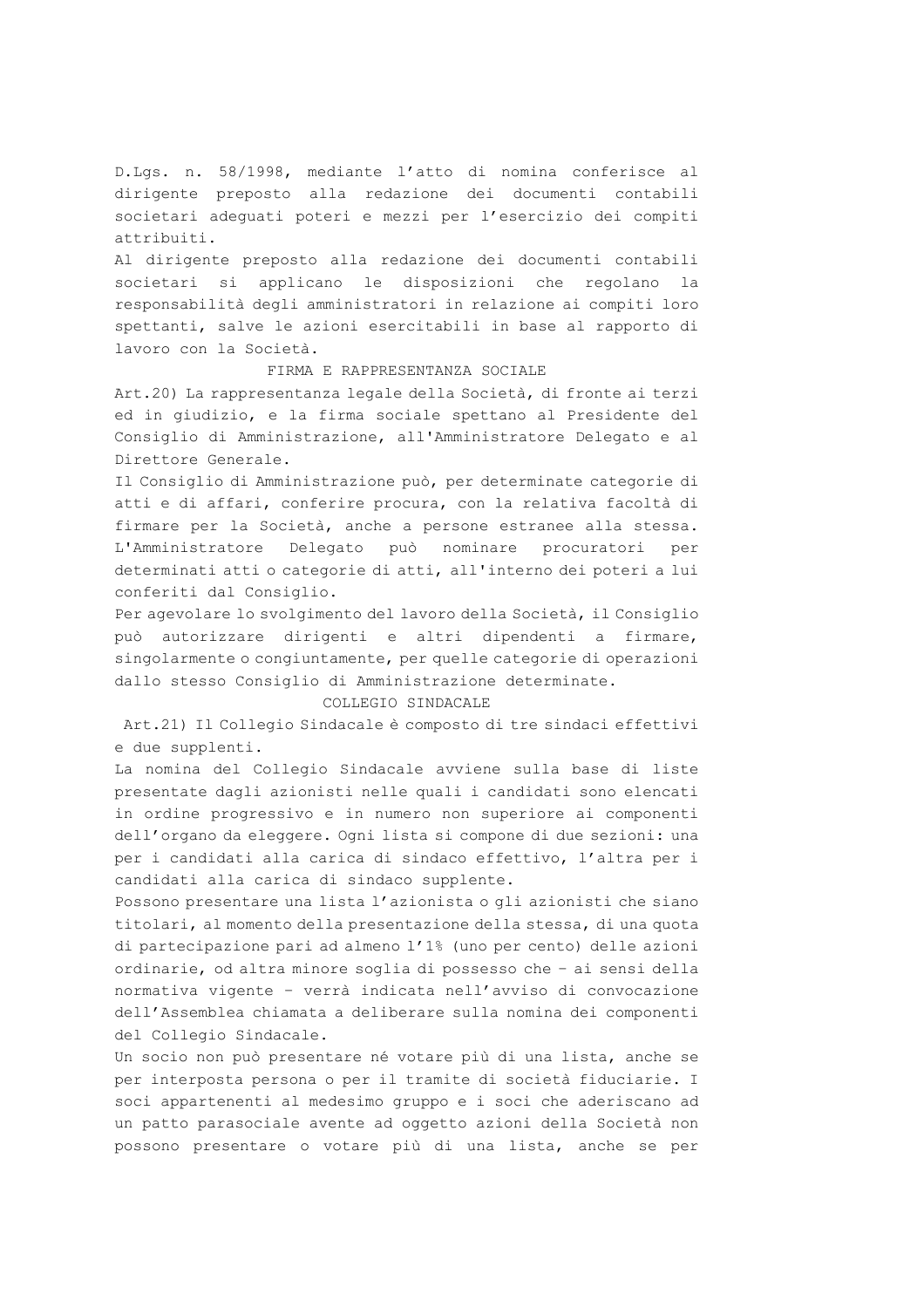D.Lgs. n. 58/1998, mediante l'atto di nomina conferisce al dirigente preposto alla redazione dei documenti contabili societari adeguati poteri e mezzi per l'esercizio dei compiti attribuiti.

Al dirigente preposto alla redazione dei documenti contabili societari si applicano le disposizioni che regolano la responsabilità degli amministratori in relazione ai compiti loro spettanti, salve le azioni esercitabili in base al rapporto di lavoro con la Società.

## FIRMA E RAPPRESENTANZA SOCIALE

Art.20) La rappresentanza legale della Società, di fronte ai terzi ed in giudizio, e la firma sociale spettano al Presidente del Consiglio di Amministrazione, all'Amministratore Delegato e al Direttore Generale.

Il Consiglio di Amministrazione può, per determinate categorie di atti e di affari, conferire procura, con la relativa facoltà di firmare per la Società, anche a persone estranee alla stessa. L'Amministratore Delegato può nominare procuratori per determinati atti o categorie di atti, all'interno dei poteri a lui conferiti dal Consiglio.

Per agevolare lo svolgimento del lavoro della Società, il Consiglio può autorizzare dirigenti e altri dipendenti a firmare, singolarmente o congiuntamente, per quelle categorie di operazioni dallo stesso Consiglio di Amministrazione determinate.

## COLLEGIO SINDACALE

Art.21) Il Collegio Sindacale è composto di tre sindaci effettivi e due supplenti.

La nomina del Collegio Sindacale avviene sulla base di liste presentate dagli azionisti nelle quali i candidati sono elencati in ordine progressivo e in numero non superiore ai componenti dell'organo da eleggere. Ogni lista si compone di due sezioni: una per i candidati alla carica di sindaco effettivo, l'altra per i candidati alla carica di sindaco supplente.

Possono presentare una lista l'azionista o gli azionisti che siano titolari, al momento della presentazione della stessa, di una quota di partecipazione pari ad almeno l'1% (uno per cento) delle azioni ordinarie, od altra minore soglia di possesso che - ai sensi della normativa vigente - verrà indicata nell'avviso di convocazione dell'Assemblea chiamata a deliberare sulla nomina dei componenti del Collegio Sindacale.

Un socio non può presentare né votare più di una lista, anche se per interposta persona o per il tramite di società fiduciarie. I soci appartenenti al medesimo gruppo e i soci che aderiscano ad un patto parasociale avente ad oggetto azioni della Società non possono presentare o votare più di una lista, anche se per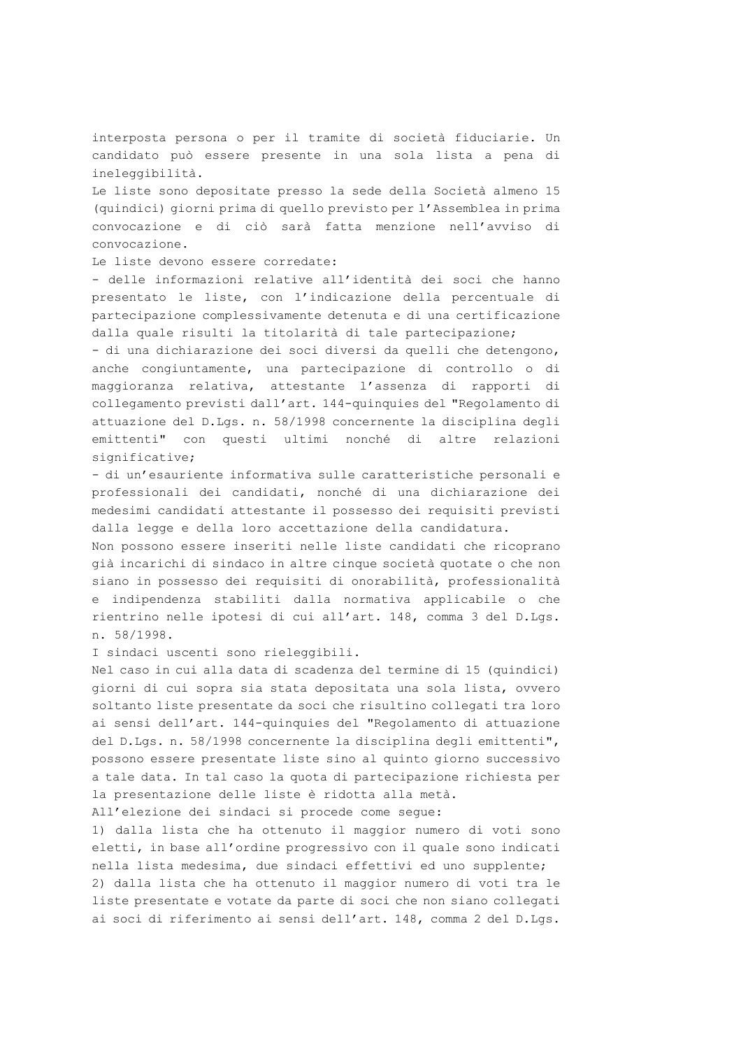interposta persona o per il tramite di società fiduciarie. Un candidato può essere presente in una sola lista a pena di ineleggibilità.

Le liste sono depositate presso la sede della Società almeno 15 (quindici) giorni prima di quello previsto per l'Assemblea in prima convocazione e di ciò sarà fatta menzione nell'avviso di convocazione.

Le liste devono essere corredate:

- delle informazioni relative all'identità dei soci che hanno presentato le liste, con l'indicazione della percentuale di partecipazione complessivamente detenuta e di una certificazione dalla quale risulti la titolarità di tale partecipazione;
- di una dichiarazione dei soci diversi da quelli che detengono, anche congiuntamente, una partecipazione di controllo o di maggioranza relativa, attestante l'assenza di rapporti di collegamento previsti dall'art. 144-quinquies del "Regolamento di attuazione del D.Lgs. n. 58/1998 concernente la disciplina degli emittenti" con questi ultimi nonché di altre relazioni significative;
- di un'esauriente informativa sulle caratteristiche personali e professionali dei candidati, nonché di una dichiarazione dei medesimi candidati attestante il possesso dei requisiti previsti dalla legge e della loro accettazione della candidatura.

Non possono essere inseriti nelle liste candidati che ricoprano già incarichi di sindaco in altre cinque società quotate o che non siano in possesso dei requisiti di onorabilità, professionalità e indipendenza stabiliti dalla normativa applicabile o che rientrino nelle ipotesi di cui all'art. 148, comma 3 del D.Lgs. n. 58/1998.

I sindaci uscenti sono rieleggibili.

Nel caso in cui alla data di scadenza del termine di 15 (quindici) giorni di cui sopra sia stata depositata una sola lista, ovvero soltanto liste presentate da soci che risultino collegati tra loro ai sensi dell'art. 144-quinquies del "Regolamento di attuazione del D.Lgs. n. 58/1998 concernente la disciplina degli emittenti", possono essere presentate liste sino al quinto giorno successivo a tale data. In tal caso la quota di partecipazione richiesta per la presentazione delle liste è ridotta alla metà.

All'elezione dei sindaci si procede come segue:

1) dalla lista che ha ottenuto il maggior numero di voti sono eletti, in base all'ordine progressivo con il quale sono indicati nella lista medesima, due sindaci effettivi ed uno supplente;
2) dalla lista che ha ottenuto il maggior numero di voti tra le liste presentate e votate da parte di soci che non siano collegati ai soci di riferimento ai sensi dell'art. 148, comma 2 del D.Lgs.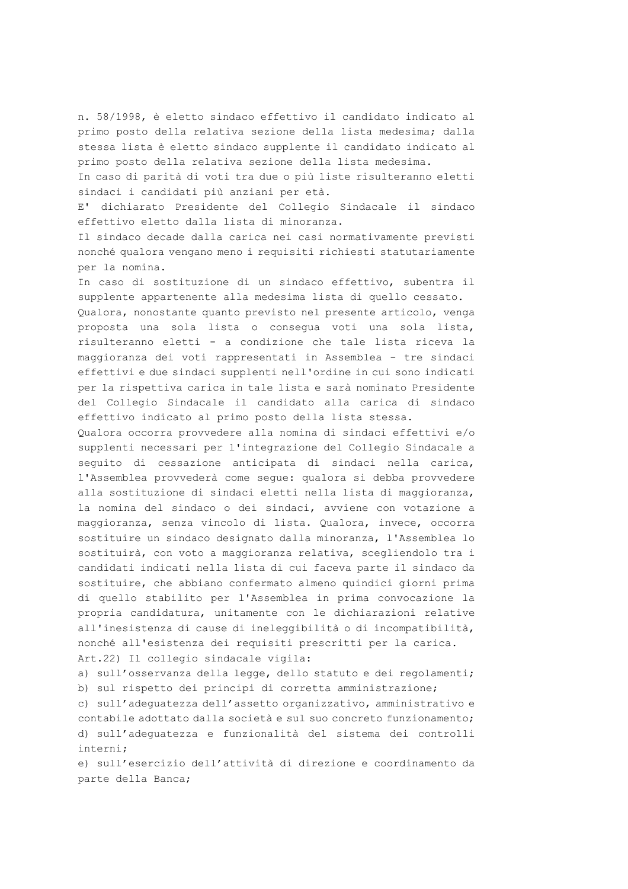n. 58/1998, è eletto sindaco effettivo il candidato indicato al primo posto della relativa sezione della lista medesima; dalla stessa lista è eletto sindaco supplente il candidato indicato al primo posto della relativa sezione della lista medesima.

In caso di parità di voti tra due o più liste risulteranno eletti sindaci i candidati più anziani per età.

E' dichiarato Presidente del Collegio Sindacale il sindaco effettivo eletto dalla lista di minoranza.

Il sindaco decade dalla carica nei casi normativamente previsti nonché qualora vengano meno i requisiti richiesti statutariamente per la nomina.

In caso di sostituzione di un sindaco effettivo, subentra il supplente appartenente alla medesima lista di quello cessato.

Qualora, nonostante quanto previsto nel presente articolo, venga proposta una sola lista o consegua voti una sola lista, risulteranno eletti - a condizione che tale lista riceva la maggioranza dei voti rappresentati in Assemblea - tre sindaci effettivi e due sindaci supplenti nell'ordine in cui sono indicati per la rispettiva carica in tale lista e sarà nominato Presidente del Collegio Sindacale il candidato alla carica di sindaco effettivo indicato al primo posto della lista stessa.

Qualora occorra provvedere alla nomina di sindaci effettivi e/o supplenti necessari per l'integrazione del Collegio Sindacale a seguito di cessazione anticipata di sindaci nella carica, l'Assemblea provvederà come segue: qualora si debba provvedere alla sostituzione di sindaci eletti nella lista di maggioranza, la nomina del sindaco o dei sindaci, avviene con votazione a maggioranza, senza vincolo di lista. Qualora, invece, occorra sostituire un sindaco designato dalla minoranza, l'Assemblea lo sostituirà, con voto a maggioranza relativa, scegliendolo tra i candidati indicati nella lista di cui faceva parte il sindaco da sostituire, che abbiano confermato almeno quindici giorni prima di quello stabilito per l'Assemblea in prima convocazione la propria candidatura, unitamente con le dichiarazioni relative all'inesistenza di cause di ineleggibilità o di incompatibilità, nonché all'esistenza dei requisiti prescritti per la carica.

Art.22) Il collegio sindacale vigila:

a) sull'osservanza della legge, dello statuto e dei regolamenti;

b) sul rispetto dei principi di corretta amministrazione;

c) sull'adeguatezza dell'assetto organizzativo, amministrativo e contabile adottato dalla società e sul suo concreto funzionamento;

d) sull'adeguatezza e funzionalità del sistema dei controlli interni;

e) sull'esercizio dell'attività di direzione e coordinamento da parte della Banca;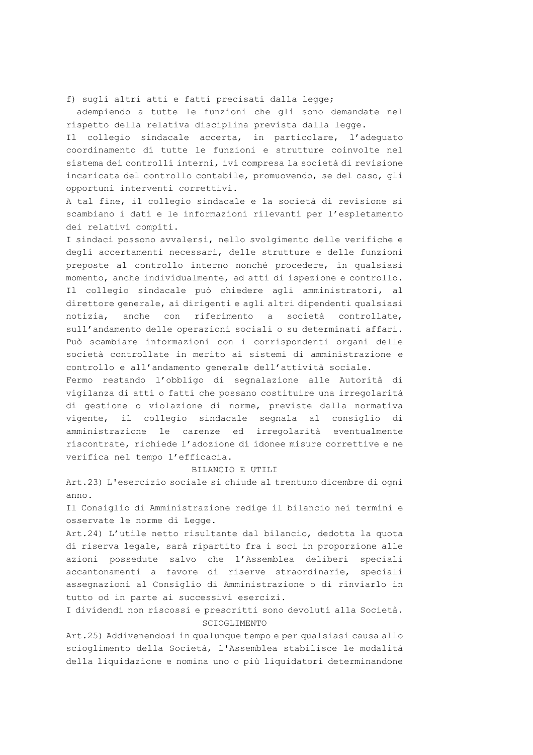f) sugli altri atti e fatti precisati dalla legge;

adempiendo a tutte le funzioni che gli sono demandate nel rispetto della relativa disciplina prevista dalla legge.

Il collegio sindacale accerta, in particolare, l'adeguato coordinamento di tutte le funzioni e strutture coinvolte nel sistema dei controlli interni, ivi compresa la società di revisione incaricata del controllo contabile, promuovendo, se del caso, gli opportuni interventi correttivi.

A tal fine, il collegio sindacale e la società di revisione si scambiano i dati e le informazioni rilevanti per l'espletamento dei relativi compiti.

I sindaci possono avvalersi, nello svolgimento delle verifiche e degli accertamenti necessari, delle strutture e delle funzioni preposte al controllo interno nonché procedere, in qualsiasi momento, anche individualmente, ad atti di ispezione e controllo.

Il collegio sindacale può chiedere agli amministratori, al direttore generale, ai dirigenti e agli altri dipendenti qualsiasi notizia, anche con riferimento a società controllate, sull'andamento delle operazioni sociali o su determinati affari. Può scambiare informazioni con i corrispondenti organi delle società controllate in merito ai sistemi di amministrazione e controllo e all'andamento generale dell'attività sociale.

Fermo restando l'obbligo di segnalazione alle Autorità di vigilanza di atti o fatti che possano costituire una irregolarità di gestione o violazione di norme, previste dalla normativa vigente, il collegio sindacale segnala al consiglio di amministrazione le carenze ed irregolarità eventualmente riscontrate, richiede l'adozione di idonee misure correttive e ne verifica nel tempo l'efficacia.

## BILANCIO E UTILI

Art.23) L'esercizio sociale si chiude al trentuno dicembre di ogni anno.

Il Consiglio di Amministrazione redige il bilancio nei termini e osservate le norme di Legge.

Art.24) L'utile netto risultante dal bilancio, dedotta la quota di riserva legale, sarà ripartito fra i soci in proporzione alle azioni possedute salvo che l'Assemblea deliberi speciali accantonamenti a favore di riserve straordinarie, speciali assegnazioni al Consiglio di Amministrazione o di rinviarlo in tutto od in parte ai successivi esercizi.

I dividendi non riscossi e prescritti sono devoluti alla Società.

## SCIOGLIMENTO

Art.25) Addivenendosi in qualunque tempo e per qualsiasi causa allo scioglimento della Società, l'Assemblea stabilisce le modalità della liquidazione e nomina uno o più liquidatori determinandone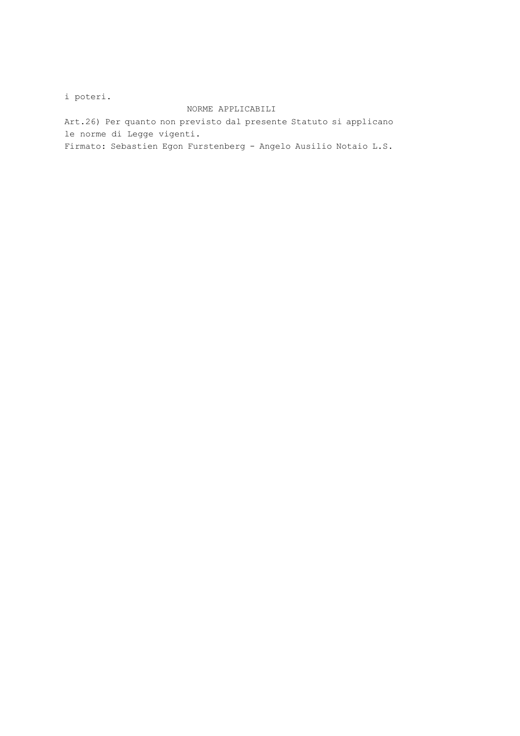i poteri.

## NORME APPLICABILI

Art.26) Per quanto non previsto dal presente Statuto si applicano le norme di Legge vigenti.

Firmato: Sebastien Egon Furstenberg - Angelo Ausilio Notaio L.S.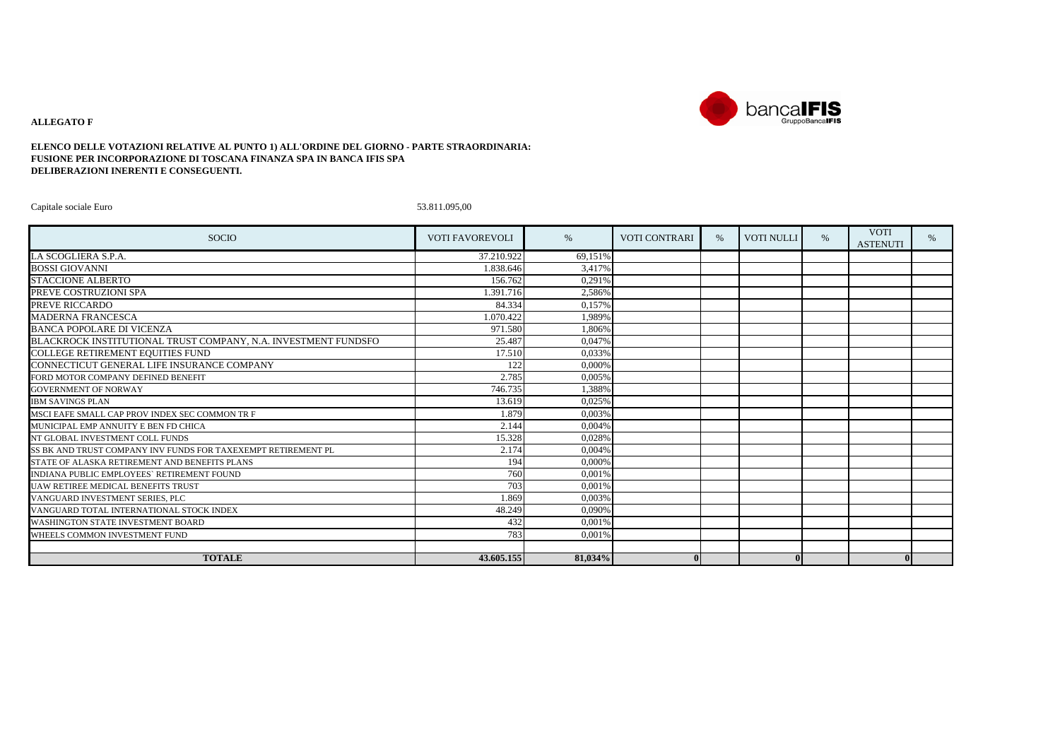**ALLEGATO F**

**ELENCO DELLE VOTAZIONI RELATIVE AL PUNTO 1) ALL'ORDINE DEL GIORNO - PARTE STRAORDINARIA: FUSIONE PER INCORPORAZIONE DI TOSCANA FINANZA SPA IN BANCA IFIS SPA DELIBERAZIONI INERENTI E CONSEGUENTI.**

Capitale sociale Euro 53.811.095,00

| SOCIO | VOTI FAVOREVOLI | % | VOTI CONTRARI | % | VOTI NULLI | % | VOTI ASTENUTI | % |
|---|---|---|---|---|---|---|---|---|
| LA SCOGLIERA S.P.A. | 37.210.922 | 69,151% | | | | | | |
| BOSSI GIOVANNI | 1.838.646 | 3,417% | | | | | | |
| STACCIONE ALBERTO | 156.762 | 0,291% | | | | | | |
| PREVE COSTRUZIONI SPA | 1.391.716 | 2,586% | | | | | | |
| PREVE RICCARDO | 84.334 | 0,157% | | | | | | |
| MADERNA FRANCESCA | 1.070.422 | 1,989% | | | | | | |
| BANCA POPOLARE DI VICENZA | 971.580 | 1,806% | | | | | | |
| BLACKROCK INSTITUTIONAL TRUST COMPANY, N.A. INVESTMENT FUNDSFO | 25.487 | 0,047% | | | | | | |
| COLLEGE RETIREMENT EQUITIES FUND | 17.510 | 0,033% | | | | | | |
| CONNECTICUT GENERAL LIFE INSURANCE COMPANY | 122 | 0,000% | | | | | | |
| FORD MOTOR COMPANY DEFINED BENEFIT | 2.785 | 0,005% | | | | | | |
| GOVERNMENT OF NORWAY | 746.735 | 1,388% | | | | | | |
| IBM SAVINGS PLAN | 13.619 | 0,025% | | | | | | |
| MSCI EAFE SMALL CAP PROV INDEX SEC COMMON TR F | 1.879 | 0,003% | | | | | | |
| MUNICIPAL EMP ANNUITY E BEN FD CHICA | 2.144 | 0,004% | | | | | | |
| NT GLOBAL INVESTMENT COLL FUNDS | 15.328 | 0,028% | | | | | | |
| SS BK AND TRUST COMPANY INV FUNDS FOR TAXEXEMPT RETIREMENT PL | 2.174 | 0,004% | | | | | | |
| STATE OF ALASKA RETIREMENT AND BENEFITS PLANS | 194 | 0,000% | | | | | | |
| INDIANA PUBLIC EMPLOYEES` RETIREMENT FOUND | 760 | 0,001% | | | | | | |
| UAW RETIREE MEDICAL BENEFITS TRUST | 703 | 0,001% | | | | | | |
| VANGUARD INVESTMENT SERIES, PLC | 1.869 | 0,003% | | | | | | |
| VANGUARD TOTAL INTERNATIONAL STOCK INDEX | 48.249 | 0,090% | | | | | | |
| WASHINGTON STATE INVESTMENT BOARD | 432 | 0,001% | | | | | | |
| WHEELS COMMON INVESTMENT FUND | 783 | 0,001% | | | | | | |
| | | | | | | | | |
| **TOTALE** | **43.605.155** | **81,034%** | **0** | | **0** | | **0** | |